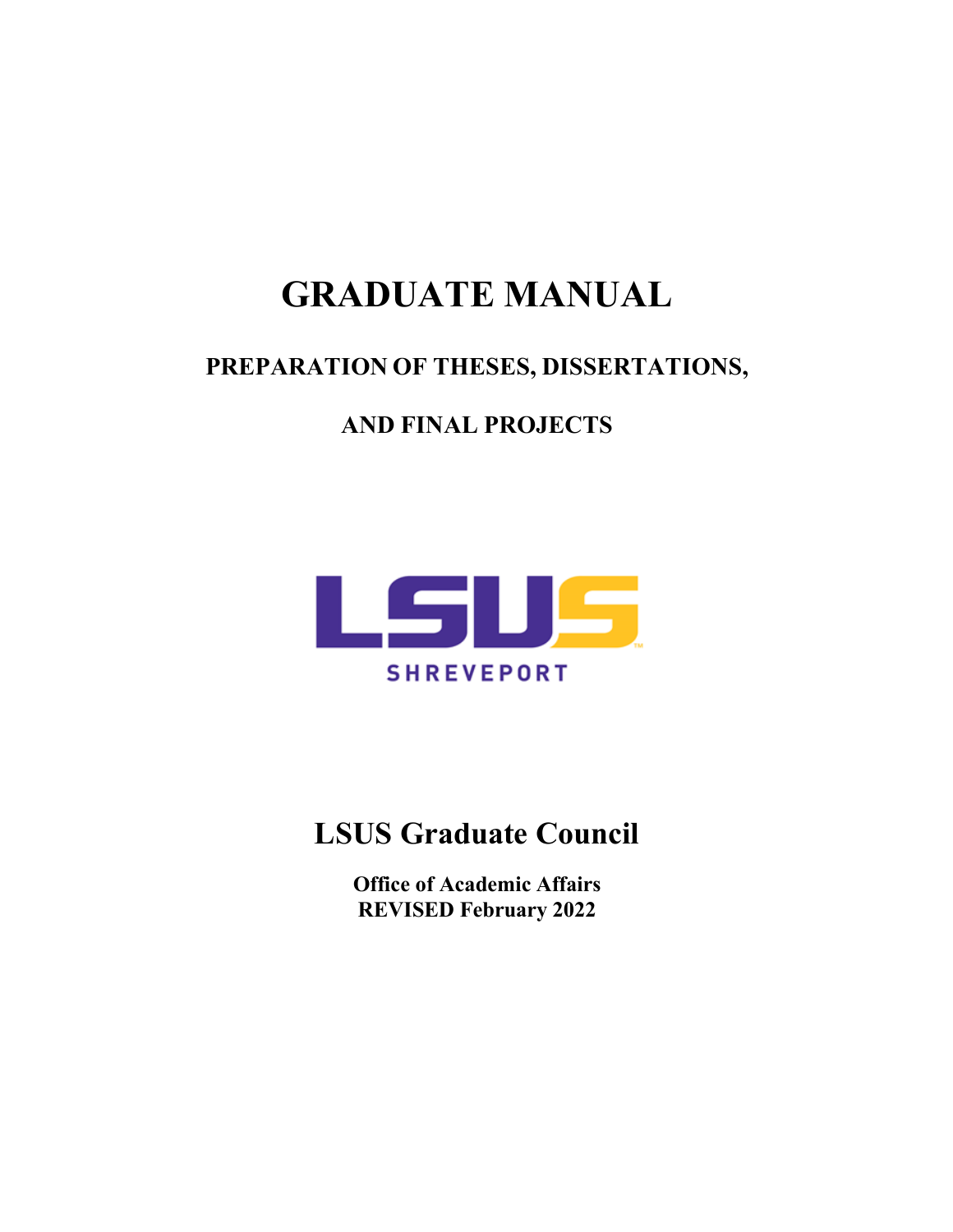# GRADUATE MANUAL

## PREPARATION OF THESES, DISSERTATIONS,

## AND FINAL PROJECTS

LSUS

SHREVEPORT

## LSUS Graduate Council

**Office of Academic Affairs**
**REVISED February 2022**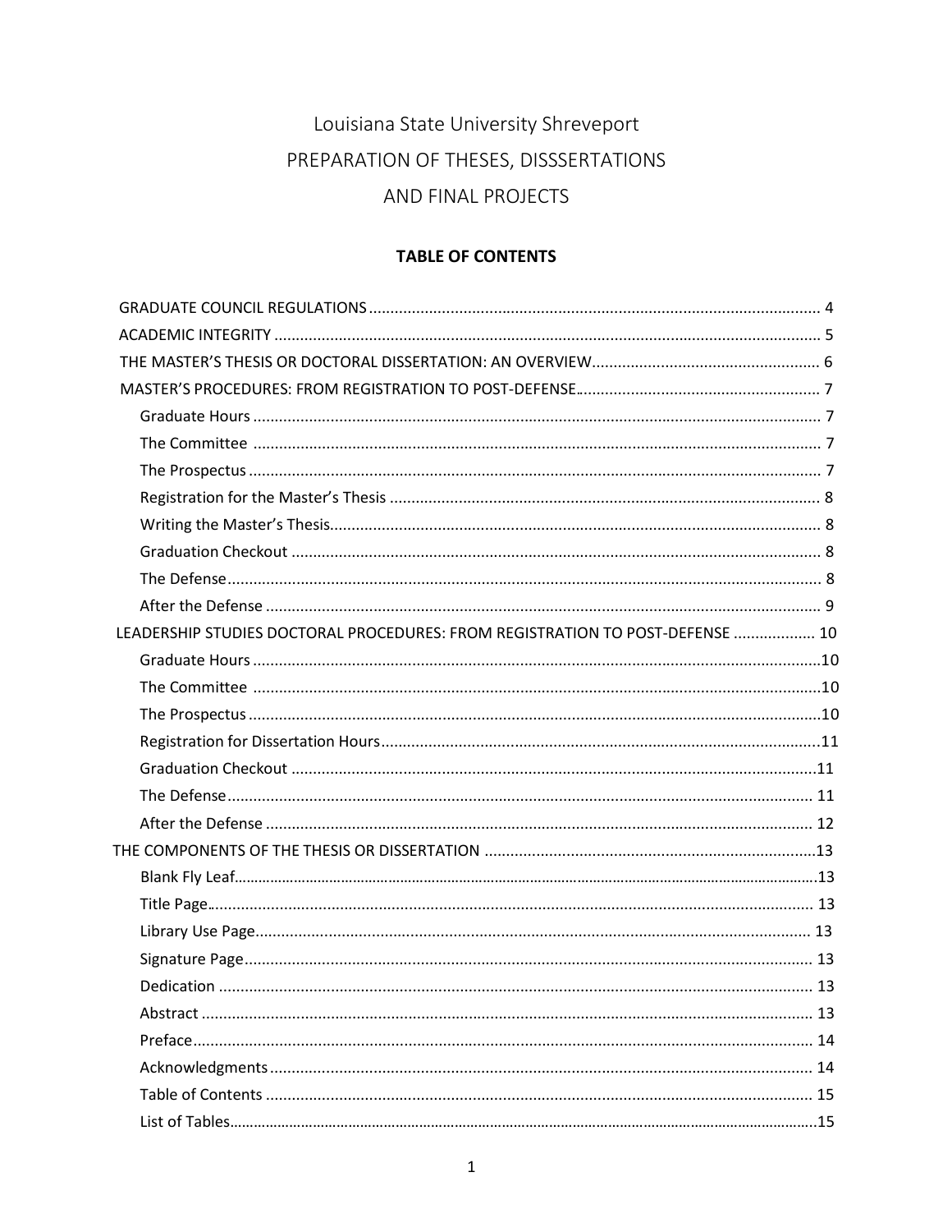Louisiana State University Shreveport

PREPARATION OF THESES, DISSSERTATIONS

AND FINAL PROJECTS

**TABLE OF CONTENTS**

GRADUATE COUNCIL REGULATIONS ........................................................................................................ 4

ACADEMIC INTEGRITY .............................................................................................................................. 5

THE MASTER'S THESIS OR DOCTORAL DISSERTATION: AN OVERVIEW..................................................... 6

MASTER'S PROCEDURES: FROM REGISTRATION TO POST-DEFENSE........................................................ 7

- Graduate Hours ................................................................................................................................... 7
- The Committee ................................................................................................................................... 7
- The Prospectus .................................................................................................................................... 7
- Registration for the Master's Thesis .................................................................................................... 8
- Writing the Master's Thesis.................................................................................................................. 8
- Graduation Checkout ........................................................................................................................... 8
- The Defense.......................................................................................................................................... 8
- After the Defense ................................................................................................................................. 9

LEADERSHIP STUDIES DOCTORAL PROCEDURES: FROM REGISTRATION TO POST-DEFENSE ................... 10

- Graduate Hours ...................................................................................................................................10
- The Committee ...................................................................................................................................10
- The Prospectus ....................................................................................................................................10
- Registration for Dissertation Hours.....................................................................................................11
- Graduation Checkout .........................................................................................................................11
- The Defense....................................................................................................................................... 11
- After the Defense .............................................................................................................................. 12

THE COMPONENTS OF THE THESIS OR DISSERTATION .............................................................................13

- Blank Fly Leaf.......................................................................................................................................13
- Title Page........................................................................................................................................... 13
- Library Use Page................................................................................................................................ 13
- Signature Page................................................................................................................................... 13
- Dedication ......................................................................................................................................... 13
- Abstract ............................................................................................................................................. 13
- Preface............................................................................................................................................... 14
- Acknowledgments ............................................................................................................................. 14
- Table of Contents .............................................................................................................................. 15
- List of Tables.......................................................................................................................................15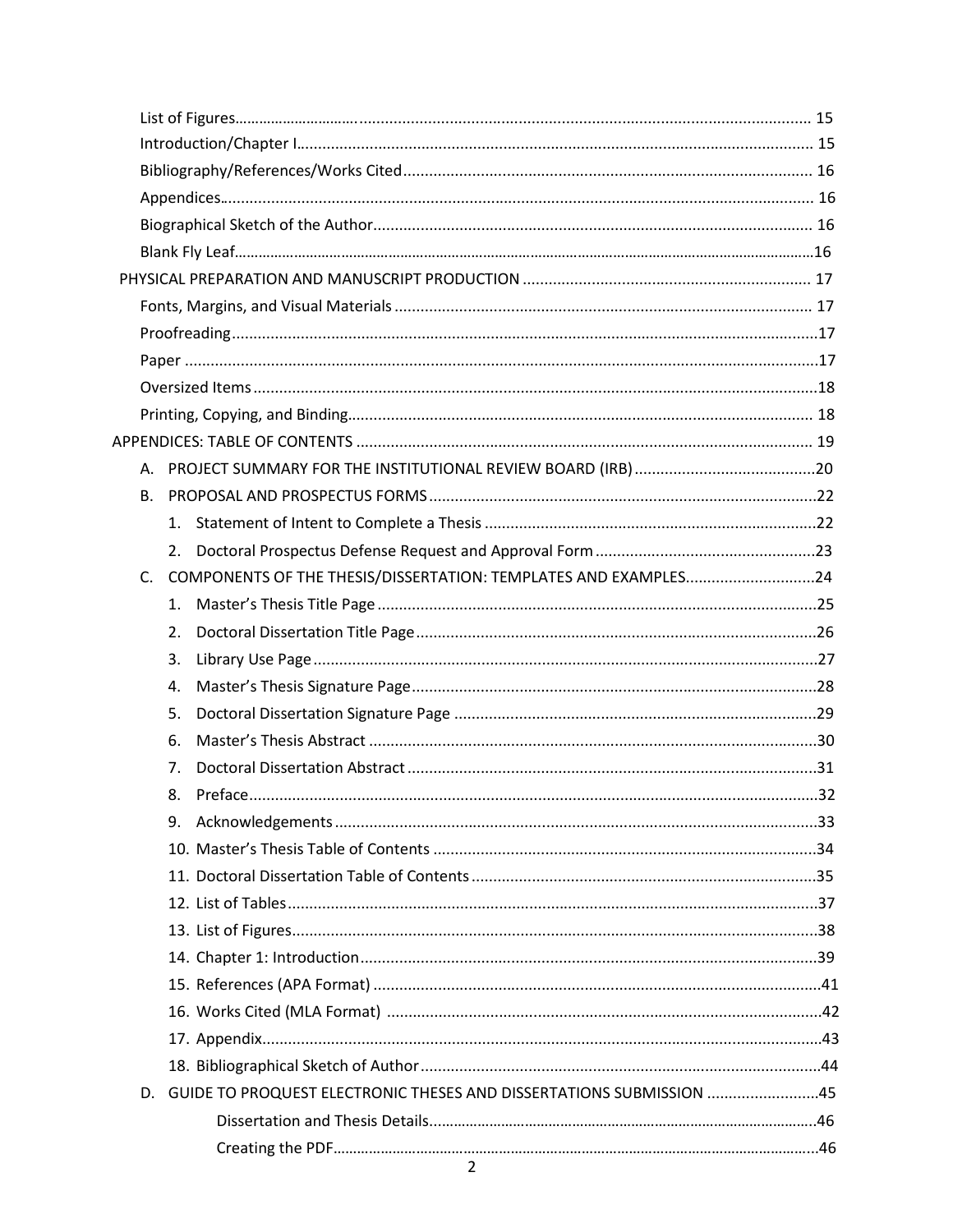List of Figures ........................................................................................................................ 15

Introduction/Chapter I.................................................................................................................. 15

Bibliography/References/Works Cited......................................................................................... 16

Appendices..................................................................................................................................... 16

Biographical Sketch of the Author................................................................................................ 16

Blank Fly Leaf.................................................................................................................................16

PHYSICAL PREPARATION AND MANUSCRIPT PRODUCTION ............................................................. 17

Fonts, Margins, and Visual Materials ........................................................................................... 17

Proofreading...................................................................................................................................17

Paper ..............................................................................................................................................17

Oversized Items..............................................................................................................................18

Printing, Copying, and Binding....................................................................................................... 18

APPENDICES: TABLE OF CONTENTS .................................................................................................... 19

A. PROJECT SUMMARY FOR THE INSTITUTIONAL REVIEW BOARD (IRB) .........................................20

B. PROPOSAL AND PROSPECTUS FORMS .........................................................................................22

   1. Statement of Intent to Complete a Thesis ...............................................................................22

   2. Doctoral Prospectus Defense Request and Approval Form ......................................................23

C. COMPONENTS OF THE THESIS/DISSERTATION: TEMPLATES AND EXAMPLES..............................24

   1. Master's Thesis Title Page ..........................................................................................................25

   2. Doctoral Dissertation Title Page.................................................................................................26

   3. Library Use Page ........................................................................................................................27

   4. Master's Thesis Signature Page..................................................................................................28

   5. Doctoral Dissertation Signature Page ........................................................................................29

   6. Master's Thesis Abstract ...........................................................................................................30

   7. Doctoral Dissertation Abstract ..................................................................................................31

   8. Preface.......................................................................................................................................32

   9. Acknowledgements ...................................................................................................................33

   10. Master's Thesis Table of Contents ...........................................................................................34

   11. Doctoral Dissertation Table of Contents ..................................................................................35

   12. List of Tables.............................................................................................................................37

   13. List of Figures............................................................................................................................38

   14. Chapter 1: Introduction............................................................................................................39

   15. References (APA Format) .........................................................................................................41

   16. Works Cited (MLA Format) ......................................................................................................42

   17. Appendix...................................................................................................................................43

   18. Bibliographical Sketch of Author ..............................................................................................44

D. GUIDE TO PROQUEST ELECTRONIC THESES AND DISSERTATIONS SUBMISSION ..........................45

   Dissertation and Thesis Details..........................................................................................................46

   Creating the PDF.................................................................................................................................46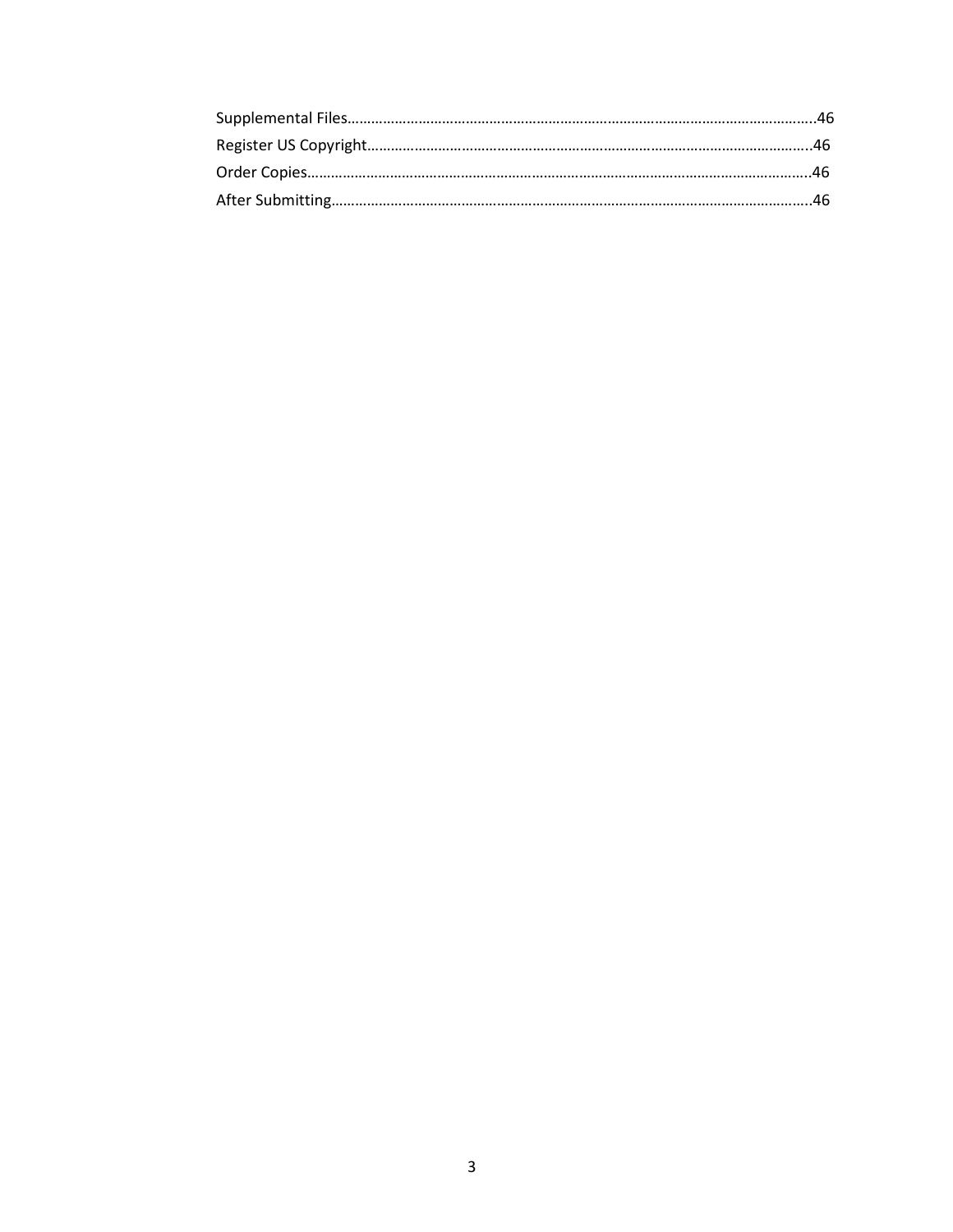Supplemental Files……………………………………………………………………………………………………………..46
Register US Copyright……………………………………………………………………………………………………..46
Order Copies……………………………………………………………………………………………………………………..46
After Submitting………………………………………………………………………………………………………………..46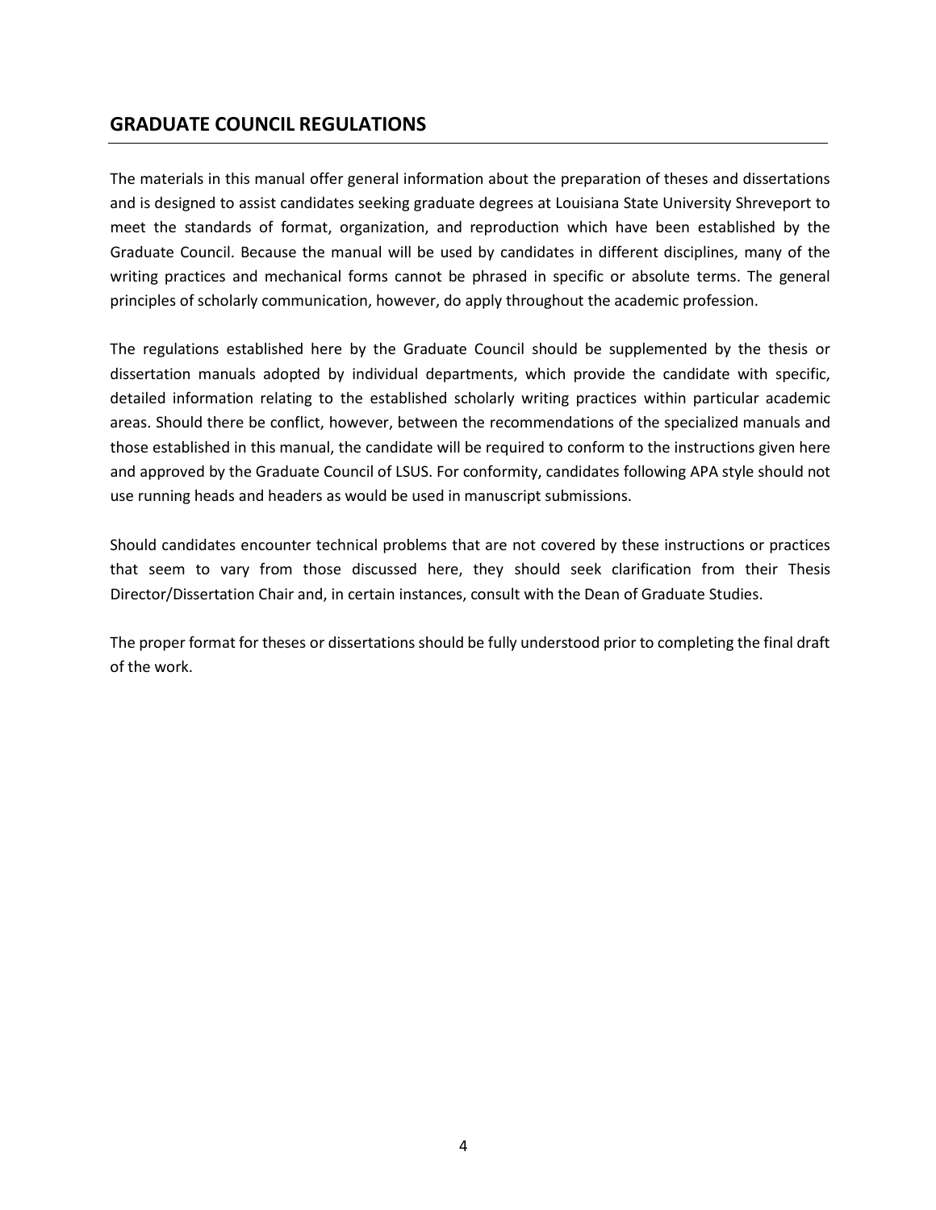## GRADUATE COUNCIL REGULATIONS

The materials in this manual offer general information about the preparation of theses and dissertations and is designed to assist candidates seeking graduate degrees at Louisiana State University Shreveport to meet the standards of format, organization, and reproduction which have been established by the Graduate Council. Because the manual will be used by candidates in different disciplines, many of the writing practices and mechanical forms cannot be phrased in specific or absolute terms. The general principles of scholarly communication, however, do apply throughout the academic profession.

The regulations established here by the Graduate Council should be supplemented by the thesis or dissertation manuals adopted by individual departments, which provide the candidate with specific, detailed information relating to the established scholarly writing practices within particular academic areas. Should there be conflict, however, between the recommendations of the specialized manuals and those established in this manual, the candidate will be required to conform to the instructions given here and approved by the Graduate Council of LSUS. For conformity, candidates following APA style should not use running heads and headers as would be used in manuscript submissions.

Should candidates encounter technical problems that are not covered by these instructions or practices that seem to vary from those discussed here, they should seek clarification from their Thesis Director/Dissertation Chair and, in certain instances, consult with the Dean of Graduate Studies.

The proper format for theses or dissertations should be fully understood prior to completing the final draft of the work.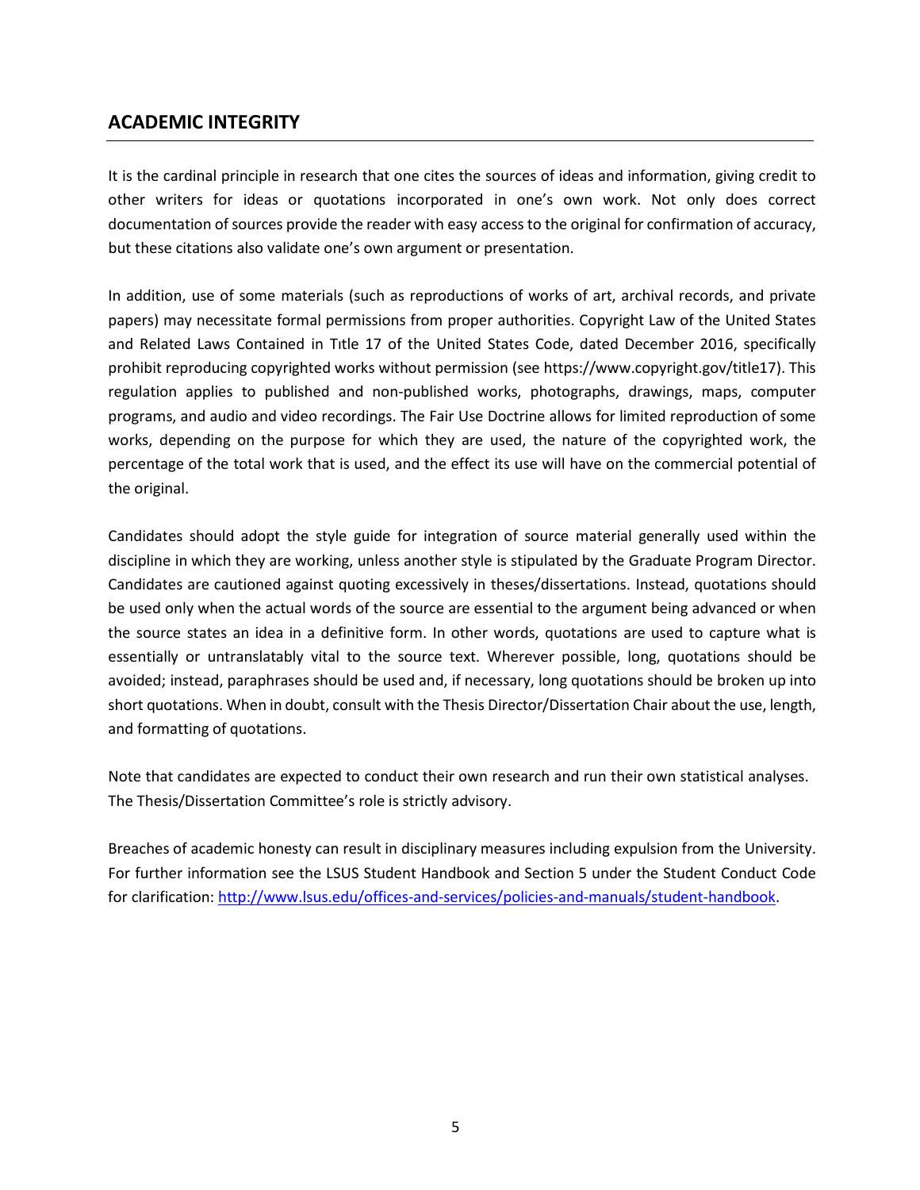## ACADEMIC INTEGRITY

It is the cardinal principle in research that one cites the sources of ideas and information, giving credit to other writers for ideas or quotations incorporated in one's own work. Not only does correct documentation of sources provide the reader with easy access to the original for confirmation of accuracy, but these citations also validate one's own argument or presentation.

In addition, use of some materials (such as reproductions of works of art, archival records, and private papers) may necessitate formal permissions from proper authorities. Copyright Law of the United States and Related Laws Contained in Tıtle 17 of the United States Code, dated December 2016, specifically prohibit reproducing copyrighted works without permission (see https://www.copyright.gov/title17). This regulation applies to published and non-published works, photographs, drawings, maps, computer programs, and audio and video recordings. The Fair Use Doctrine allows for limited reproduction of some works, depending on the purpose for which they are used, the nature of the copyrighted work, the percentage of the total work that is used, and the effect its use will have on the commercial potential of the original.

Candidates should adopt the style guide for integration of source material generally used within the discipline in which they are working, unless another style is stipulated by the Graduate Program Director. Candidates are cautioned against quoting excessively in theses/dissertations. Instead, quotations should be used only when the actual words of the source are essential to the argument being advanced or when the source states an idea in a definitive form. In other words, quotations are used to capture what is essentially or untranslatably vital to the source text. Wherever possible, long, quotations should be avoided; instead, paraphrases should be used and, if necessary, long quotations should be broken up into short quotations. When in doubt, consult with the Thesis Director/Dissertation Chair about the use, length, and formatting of quotations.

Note that candidates are expected to conduct their own research and run their own statistical analyses. The Thesis/Dissertation Committee's role is strictly advisory.

Breaches of academic honesty can result in disciplinary measures including expulsion from the University. For further information see the LSUS Student Handbook and Section 5 under the Student Conduct Code for clarification: [http://www.lsus.edu/offices-and-services/policies-and-manuals/student-handbook](http://www.lsus.edu/offices-and-services/policies-and-manuals/student-handbook).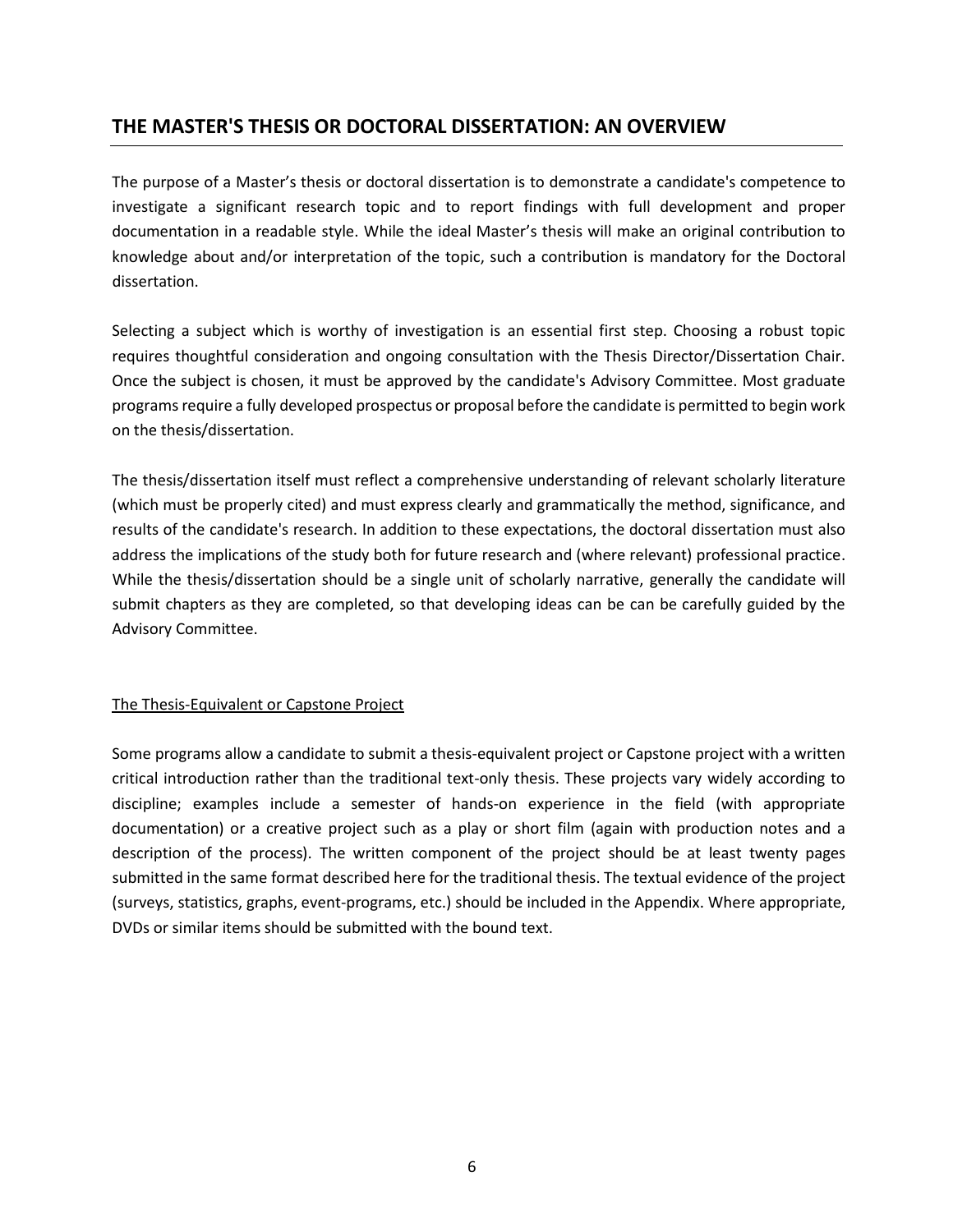## THE MASTER'S THESIS OR DOCTORAL DISSERTATION: AN OVERVIEW

The purpose of a Master's thesis or doctoral dissertation is to demonstrate a candidate's competence to investigate a significant research topic and to report findings with full development and proper documentation in a readable style. While the ideal Master's thesis will make an original contribution to knowledge about and/or interpretation of the topic, such a contribution is mandatory for the Doctoral dissertation.

Selecting a subject which is worthy of investigation is an essential first step. Choosing a robust topic requires thoughtful consideration and ongoing consultation with the Thesis Director/Dissertation Chair. Once the subject is chosen, it must be approved by the candidate's Advisory Committee. Most graduate programs require a fully developed prospectus or proposal before the candidate is permitted to begin work on the thesis/dissertation.

The thesis/dissertation itself must reflect a comprehensive understanding of relevant scholarly literature (which must be properly cited) and must express clearly and grammatically the method, significance, and results of the candidate's research. In addition to these expectations, the doctoral dissertation must also address the implications of the study both for future research and (where relevant) professional practice. While the thesis/dissertation should be a single unit of scholarly narrative, generally the candidate will submit chapters as they are completed, so that developing ideas can be can be carefully guided by the Advisory Committee.

### The Thesis-Equivalent or Capstone Project

Some programs allow a candidate to submit a thesis-equivalent project or Capstone project with a written critical introduction rather than the traditional text-only thesis. These projects vary widely according to discipline; examples include a semester of hands-on experience in the field (with appropriate documentation) or a creative project such as a play or short film (again with production notes and a description of the process). The written component of the project should be at least twenty pages submitted in the same format described here for the traditional thesis. The textual evidence of the project (surveys, statistics, graphs, event-programs, etc.) should be included in the Appendix. Where appropriate, DVDs or similar items should be submitted with the bound text.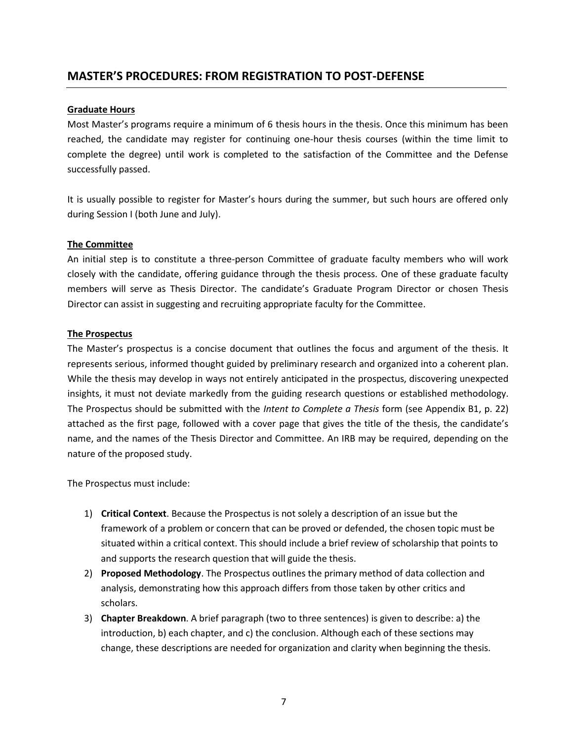## MASTER'S PROCEDURES: FROM REGISTRATION TO POST-DEFENSE

**Graduate Hours**

Most Master's programs require a minimum of 6 thesis hours in the thesis. Once this minimum has been reached, the candidate may register for continuing one-hour thesis courses (within the time limit to complete the degree) until work is completed to the satisfaction of the Committee and the Defense successfully passed.

It is usually possible to register for Master's hours during the summer, but such hours are offered only during Session I (both June and July).

**The Committee**

An initial step is to constitute a three-person Committee of graduate faculty members who will work closely with the candidate, offering guidance through the thesis process. One of these graduate faculty members will serve as Thesis Director. The candidate's Graduate Program Director or chosen Thesis Director can assist in suggesting and recruiting appropriate faculty for the Committee.

**The Prospectus**

The Master's prospectus is a concise document that outlines the focus and argument of the thesis. It represents serious, informed thought guided by preliminary research and organized into a coherent plan. While the thesis may develop in ways not entirely anticipated in the prospectus, discovering unexpected insights, it must not deviate markedly from the guiding research questions or established methodology. The Prospectus should be submitted with the *Intent to Complete a Thesis* form (see Appendix B1, p. 22) attached as the first page, followed with a cover page that gives the title of the thesis, the candidate's name, and the names of the Thesis Director and Committee. An IRB may be required, depending on the nature of the proposed study.

The Prospectus must include:

1) **Critical Context**. Because the Prospectus is not solely a description of an issue but the framework of a problem or concern that can be proved or defended, the chosen topic must be situated within a critical context. This should include a brief review of scholarship that points to and supports the research question that will guide the thesis.
2) **Proposed Methodology**. The Prospectus outlines the primary method of data collection and analysis, demonstrating how this approach differs from those taken by other critics and scholars.
3) **Chapter Breakdown**. A brief paragraph (two to three sentences) is given to describe: a) the introduction, b) each chapter, and c) the conclusion. Although each of these sections may change, these descriptions are needed for organization and clarity when beginning the thesis.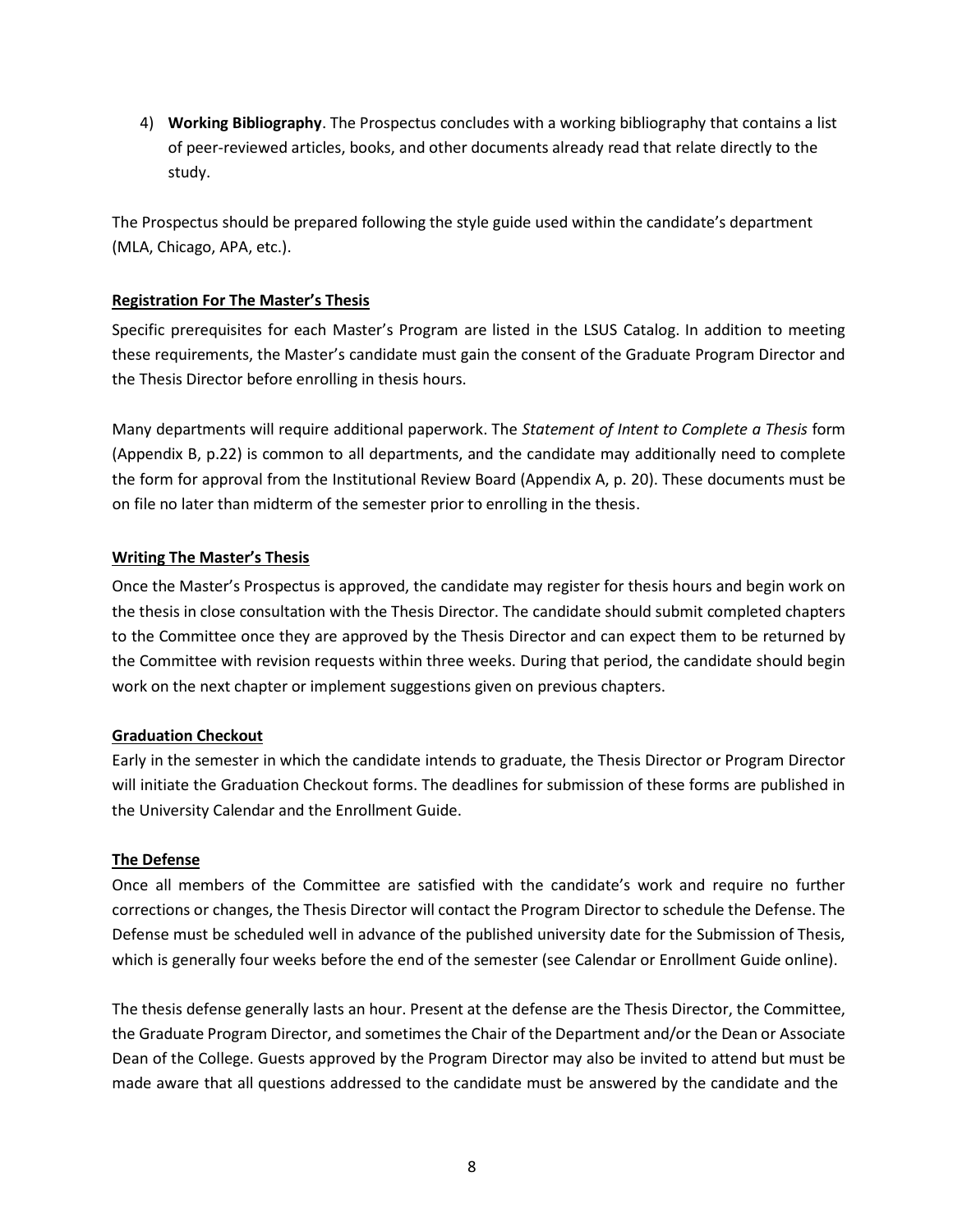4) **Working Bibliography**. The Prospectus concludes with a working bibliography that contains a list of peer-reviewed articles, books, and other documents already read that relate directly to the study.

The Prospectus should be prepared following the style guide used within the candidate's department (MLA, Chicago, APA, etc.).

### Registration For The Master's Thesis

Specific prerequisites for each Master's Program are listed in the LSUS Catalog. In addition to meeting these requirements, the Master's candidate must gain the consent of the Graduate Program Director and the Thesis Director before enrolling in thesis hours.

Many departments will require additional paperwork. The *Statement of Intent to Complete a Thesis* form (Appendix B, p.22) is common to all departments, and the candidate may additionally need to complete the form for approval from the Institutional Review Board (Appendix A, p. 20). These documents must be on file no later than midterm of the semester prior to enrolling in the thesis.

### Writing The Master's Thesis

Once the Master's Prospectus is approved, the candidate may register for thesis hours and begin work on the thesis in close consultation with the Thesis Director. The candidate should submit completed chapters to the Committee once they are approved by the Thesis Director and can expect them to be returned by the Committee with revision requests within three weeks. During that period, the candidate should begin work on the next chapter or implement suggestions given on previous chapters.

### Graduation Checkout

Early in the semester in which the candidate intends to graduate, the Thesis Director or Program Director will initiate the Graduation Checkout forms. The deadlines for submission of these forms are published in the University Calendar and the Enrollment Guide.

### The Defense

Once all members of the Committee are satisfied with the candidate's work and require no further corrections or changes, the Thesis Director will contact the Program Director to schedule the Defense. The Defense must be scheduled well in advance of the published university date for the Submission of Thesis, which is generally four weeks before the end of the semester (see Calendar or Enrollment Guide online).

The thesis defense generally lasts an hour. Present at the defense are the Thesis Director, the Committee, the Graduate Program Director, and sometimes the Chair of the Department and/or the Dean or Associate Dean of the College. Guests approved by the Program Director may also be invited to attend but must be made aware that all questions addressed to the candidate must be answered by the candidate and the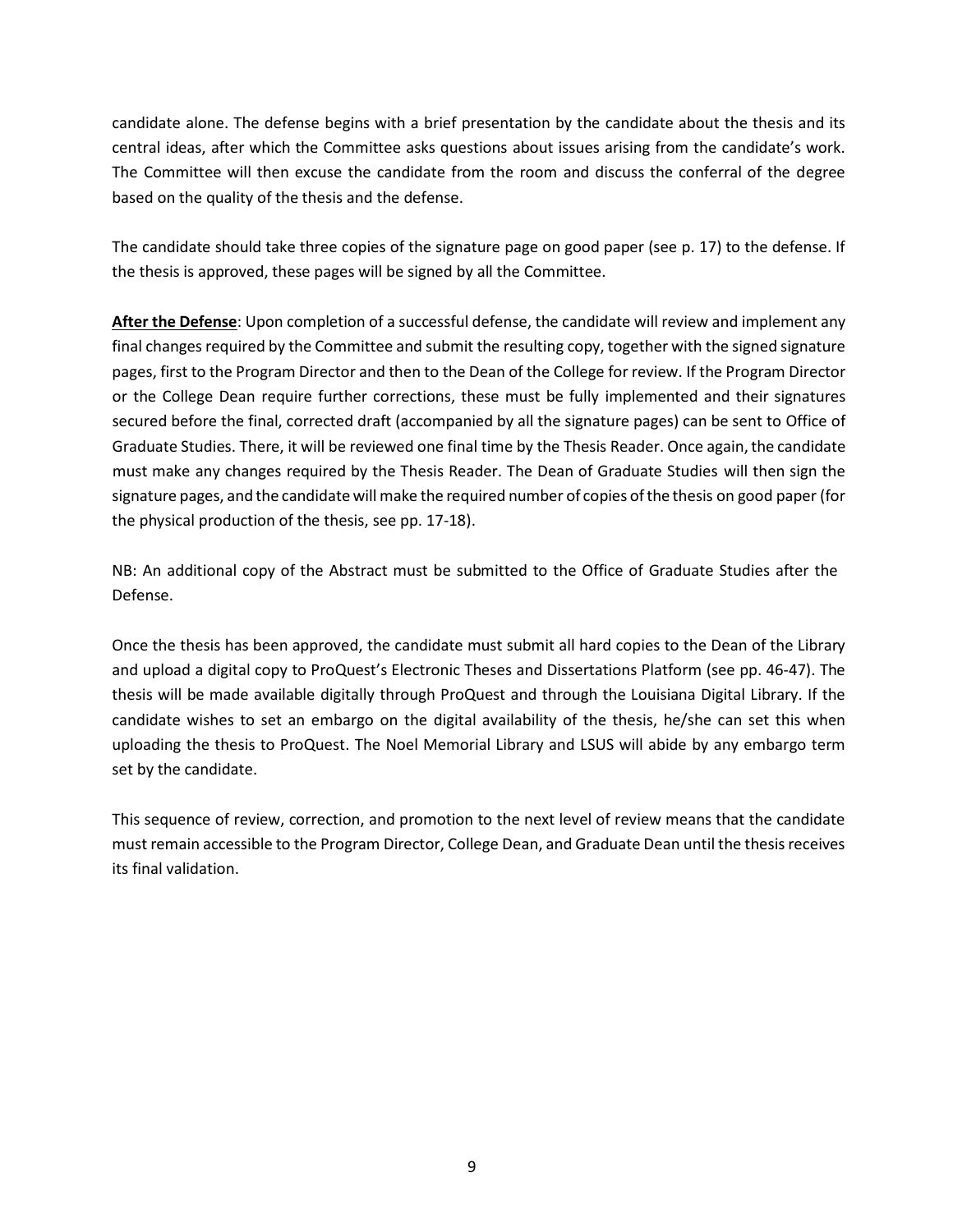candidate alone. The defense begins with a brief presentation by the candidate about the thesis and its central ideas, after which the Committee asks questions about issues arising from the candidate's work. The Committee will then excuse the candidate from the room and discuss the conferral of the degree based on the quality of the thesis and the defense.

The candidate should take three copies of the signature page on good paper (see p. 17) to the defense. If the thesis is approved, these pages will be signed by all the Committee.

**After the Defense**: Upon completion of a successful defense, the candidate will review and implement any final changes required by the Committee and submit the resulting copy, together with the signed signature pages, first to the Program Director and then to the Dean of the College for review. If the Program Director or the College Dean require further corrections, these must be fully implemented and their signatures secured before the final, corrected draft (accompanied by all the signature pages) can be sent to Office of Graduate Studies. There, it will be reviewed one final time by the Thesis Reader. Once again, the candidate must make any changes required by the Thesis Reader. The Dean of Graduate Studies will then sign the signature pages, and the candidate will make the required number of copies of the thesis on good paper (for the physical production of the thesis, see pp. 17-18).

NB: An additional copy of the Abstract must be submitted to the Office of Graduate Studies after the Defense.

Once the thesis has been approved, the candidate must submit all hard copies to the Dean of the Library and upload a digital copy to ProQuest's Electronic Theses and Dissertations Platform (see pp. 46-47). The thesis will be made available digitally through ProQuest and through the Louisiana Digital Library. If the candidate wishes to set an embargo on the digital availability of the thesis, he/she can set this when uploading the thesis to ProQuest. The Noel Memorial Library and LSUS will abide by any embargo term set by the candidate.

This sequence of review, correction, and promotion to the next level of review means that the candidate must remain accessible to the Program Director, College Dean, and Graduate Dean until the thesis receives its final validation.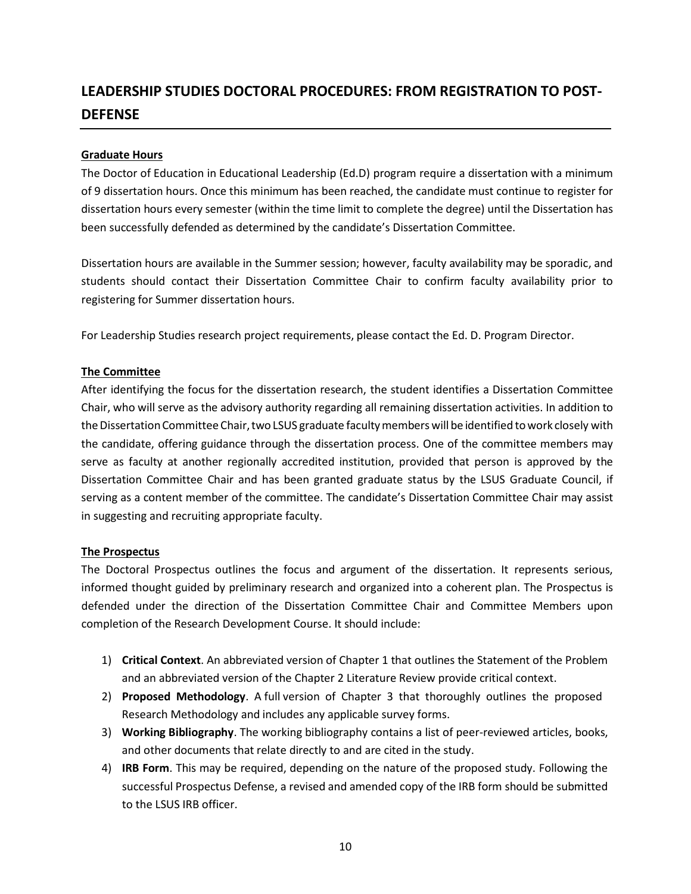# LEADERSHIP STUDIES DOCTORAL PROCEDURES: FROM REGISTRATION TO POST-DEFENSE

## Graduate Hours

The Doctor of Education in Educational Leadership (Ed.D) program require a dissertation with a minimum of 9 dissertation hours. Once this minimum has been reached, the candidate must continue to register for dissertation hours every semester (within the time limit to complete the degree) until the Dissertation has been successfully defended as determined by the candidate's Dissertation Committee.

Dissertation hours are available in the Summer session; however, faculty availability may be sporadic, and students should contact their Dissertation Committee Chair to confirm faculty availability prior to registering for Summer dissertation hours.

For Leadership Studies research project requirements, please contact the Ed. D. Program Director.

## The Committee

After identifying the focus for the dissertation research, the student identifies a Dissertation Committee Chair, who will serve as the advisory authority regarding all remaining dissertation activities. In addition to the Dissertation Committee Chair, two LSUS graduate faculty members will be identified to work closely with the candidate, offering guidance through the dissertation process. One of the committee members may serve as faculty at another regionally accredited institution, provided that person is approved by the Dissertation Committee Chair and has been granted graduate status by the LSUS Graduate Council, if serving as a content member of the committee. The candidate's Dissertation Committee Chair may assist in suggesting and recruiting appropriate faculty.

## The Prospectus

The Doctoral Prospectus outlines the focus and argument of the dissertation. It represents serious, informed thought guided by preliminary research and organized into a coherent plan. The Prospectus is defended under the direction of the Dissertation Committee Chair and Committee Members upon completion of the Research Development Course. It should include:

1) **Critical Context**. An abbreviated version of Chapter 1 that outlines the Statement of the Problem and an abbreviated version of the Chapter 2 Literature Review provide critical context.
2) **Proposed Methodology**. A full version of Chapter 3 that thoroughly outlines the proposed Research Methodology and includes any applicable survey forms.
3) **Working Bibliography**. The working bibliography contains a list of peer-reviewed articles, books, and other documents that relate directly to and are cited in the study.
4) **IRB Form**. This may be required, depending on the nature of the proposed study. Following the successful Prospectus Defense, a revised and amended copy of the IRB form should be submitted to the LSUS IRB officer.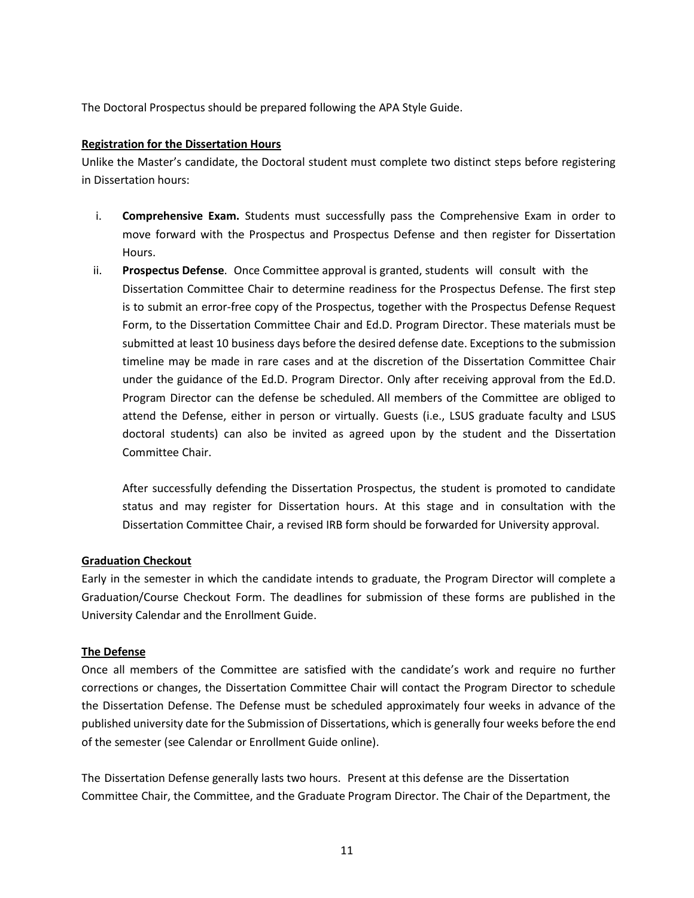The Doctoral Prospectus should be prepared following the APA Style Guide.

**Registration for the Dissertation Hours**

Unlike the Master's candidate, the Doctoral student must complete two distinct steps before registering in Dissertation hours:

i. **Comprehensive Exam.** Students must successfully pass the Comprehensive Exam in order to move forward with the Prospectus and Prospectus Defense and then register for Dissertation Hours.

ii. **Prospectus Defense**. Once Committee approval is granted, students will consult with the Dissertation Committee Chair to determine readiness for the Prospectus Defense. The first step is to submit an error-free copy of the Prospectus, together with the Prospectus Defense Request Form, to the Dissertation Committee Chair and Ed.D. Program Director. These materials must be submitted at least 10 business days before the desired defense date. Exceptions to the submission timeline may be made in rare cases and at the discretion of the Dissertation Committee Chair under the guidance of the Ed.D. Program Director. Only after receiving approval from the Ed.D. Program Director can the defense be scheduled. All members of the Committee are obliged to attend the Defense, either in person or virtually. Guests (i.e., LSUS graduate faculty and LSUS doctoral students) can also be invited as agreed upon by the student and the Dissertation Committee Chair.

    After successfully defending the Dissertation Prospectus, the student is promoted to candidate status and may register for Dissertation hours. At this stage and in consultation with the Dissertation Committee Chair, a revised IRB form should be forwarded for University approval.

**Graduation Checkout**

Early in the semester in which the candidate intends to graduate, the Program Director will complete a Graduation/Course Checkout Form. The deadlines for submission of these forms are published in the University Calendar and the Enrollment Guide.

**The Defense**

Once all members of the Committee are satisfied with the candidate's work and require no further corrections or changes, the Dissertation Committee Chair will contact the Program Director to schedule the Dissertation Defense. The Defense must be scheduled approximately four weeks in advance of the published university date for the Submission of Dissertations, which is generally four weeks before the end of the semester (see Calendar or Enrollment Guide online).

The Dissertation Defense generally lasts two hours. Present at this defense are the Dissertation Committee Chair, the Committee, and the Graduate Program Director. The Chair of the Department, the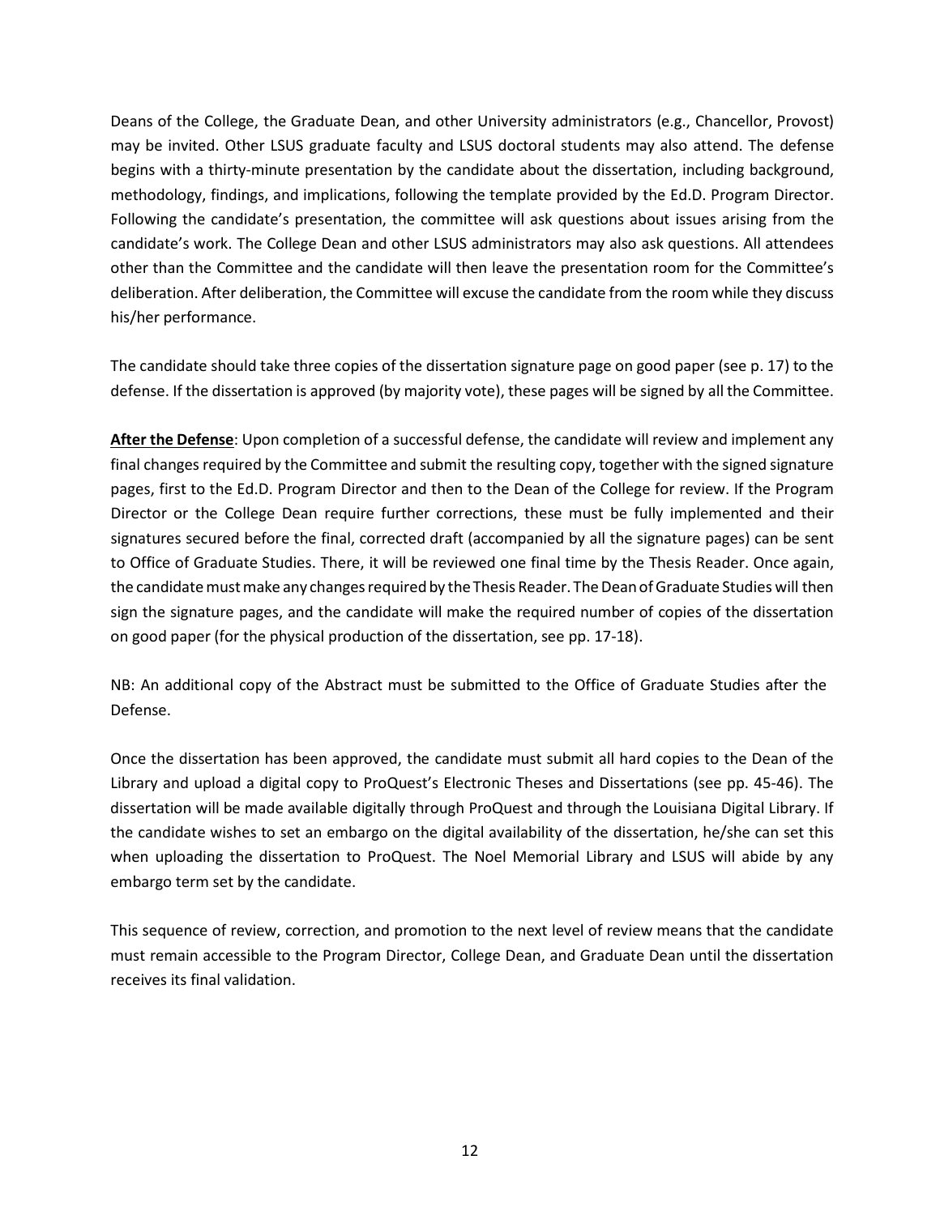Deans of the College, the Graduate Dean, and other University administrators (e.g., Chancellor, Provost) may be invited. Other LSUS graduate faculty and LSUS doctoral students may also attend. The defense begins with a thirty-minute presentation by the candidate about the dissertation, including background, methodology, findings, and implications, following the template provided by the Ed.D. Program Director. Following the candidate's presentation, the committee will ask questions about issues arising from the candidate's work. The College Dean and other LSUS administrators may also ask questions. All attendees other than the Committee and the candidate will then leave the presentation room for the Committee's deliberation. After deliberation, the Committee will excuse the candidate from the room while they discuss his/her performance.

The candidate should take three copies of the dissertation signature page on good paper (see p. 17) to the defense. If the dissertation is approved (by majority vote), these pages will be signed by all the Committee.

**<u>After the Defense</u>**: Upon completion of a successful defense, the candidate will review and implement any final changes required by the Committee and submit the resulting copy, together with the signed signature pages, first to the Ed.D. Program Director and then to the Dean of the College for review. If the Program Director or the College Dean require further corrections, these must be fully implemented and their signatures secured before the final, corrected draft (accompanied by all the signature pages) can be sent to Office of Graduate Studies. There, it will be reviewed one final time by the Thesis Reader. Once again, the candidate must make any changes required by the Thesis Reader. The Dean of Graduate Studies will then sign the signature pages, and the candidate will make the required number of copies of the dissertation on good paper (for the physical production of the dissertation, see pp. 17-18).

NB: An additional copy of the Abstract must be submitted to the Office of Graduate Studies after the Defense.

Once the dissertation has been approved, the candidate must submit all hard copies to the Dean of the Library and upload a digital copy to ProQuest's Electronic Theses and Dissertations (see pp. 45-46). The dissertation will be made available digitally through ProQuest and through the Louisiana Digital Library. If the candidate wishes to set an embargo on the digital availability of the dissertation, he/she can set this when uploading the dissertation to ProQuest. The Noel Memorial Library and LSUS will abide by any embargo term set by the candidate.

This sequence of review, correction, and promotion to the next level of review means that the candidate must remain accessible to the Program Director, College Dean, and Graduate Dean until the dissertation receives its final validation.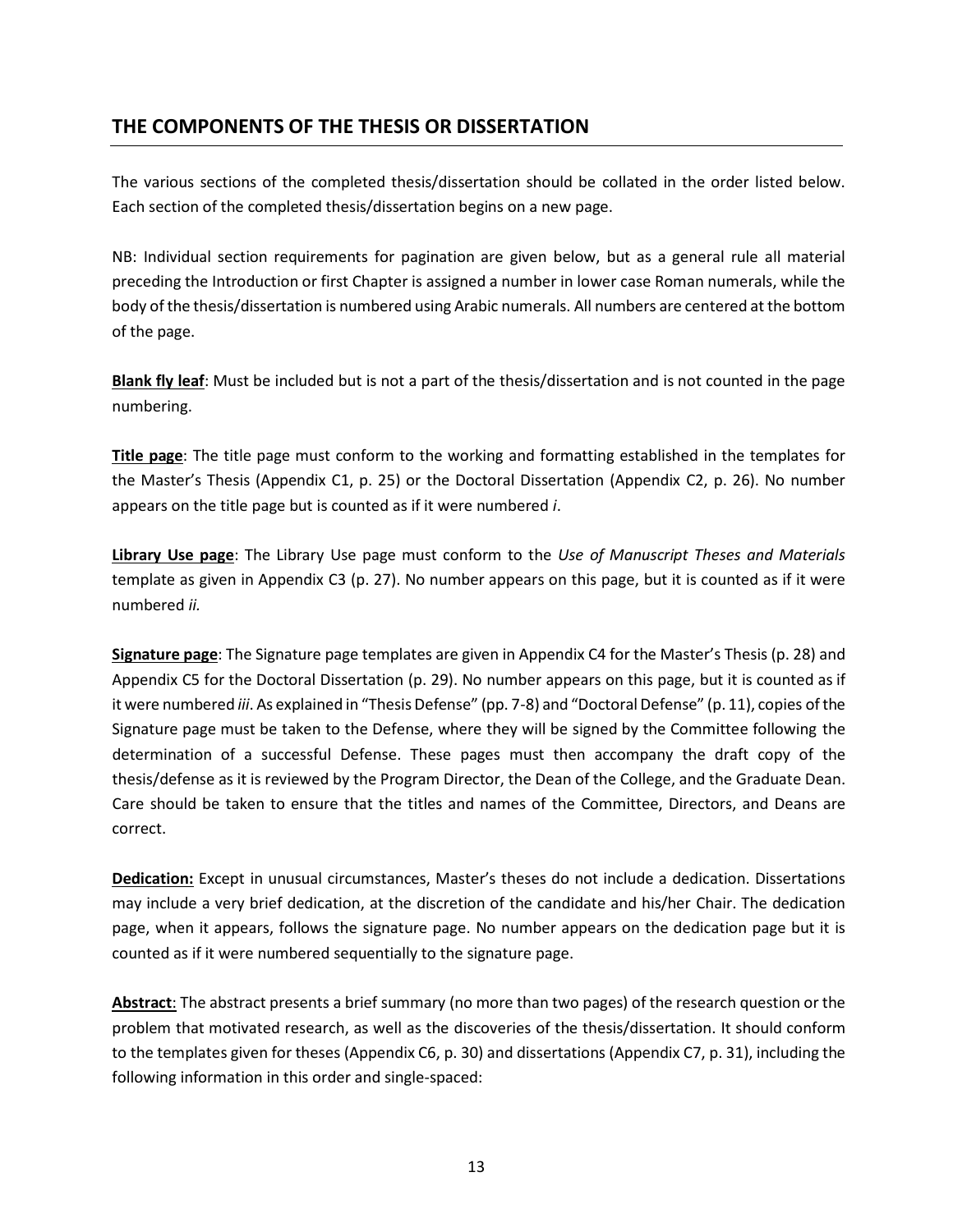## THE COMPONENTS OF THE THESIS OR DISSERTATION

The various sections of the completed thesis/dissertation should be collated in the order listed below. Each section of the completed thesis/dissertation begins on a new page.

NB: Individual section requirements for pagination are given below, but as a general rule all material preceding the Introduction or first Chapter is assigned a number in lower case Roman numerals, while the body of the thesis/dissertation is numbered using Arabic numerals. All numbers are centered at the bottom of the page.

**Blank fly leaf**: Must be included but is not a part of the thesis/dissertation and is not counted in the page numbering.

**Title page**: The title page must conform to the working and formatting established in the templates for the Master's Thesis (Appendix C1, p. 25) or the Doctoral Dissertation (Appendix C2, p. 26). No number appears on the title page but is counted as if it were numbered *i*.

**Library Use page**: The Library Use page must conform to the *Use of Manuscript Theses and Materials* template as given in Appendix C3 (p. 27). No number appears on this page, but it is counted as if it were numbered *ii.*

**Signature page**: The Signature page templates are given in Appendix C4 for the Master's Thesis (p. 28) and Appendix C5 for the Doctoral Dissertation (p. 29). No number appears on this page, but it is counted as if it were numbered *iii*. As explained in "Thesis Defense" (pp. 7-8) and "Doctoral Defense" (p. 11), copies of the Signature page must be taken to the Defense, where they will be signed by the Committee following the determination of a successful Defense. These pages must then accompany the draft copy of the thesis/defense as it is reviewed by the Program Director, the Dean of the College, and the Graduate Dean. Care should be taken to ensure that the titles and names of the Committee, Directors, and Deans are correct.

**Dedication:** Except in unusual circumstances, Master's theses do not include a dedication. Dissertations may include a very brief dedication, at the discretion of the candidate and his/her Chair. The dedication page, when it appears, follows the signature page. No number appears on the dedication page but it is counted as if it were numbered sequentially to the signature page.

**Abstract**: The abstract presents a brief summary (no more than two pages) of the research question or the problem that motivated research, as well as the discoveries of the thesis/dissertation. It should conform to the templates given for theses (Appendix C6, p. 30) and dissertations (Appendix C7, p. 31), including the following information in this order and single-spaced: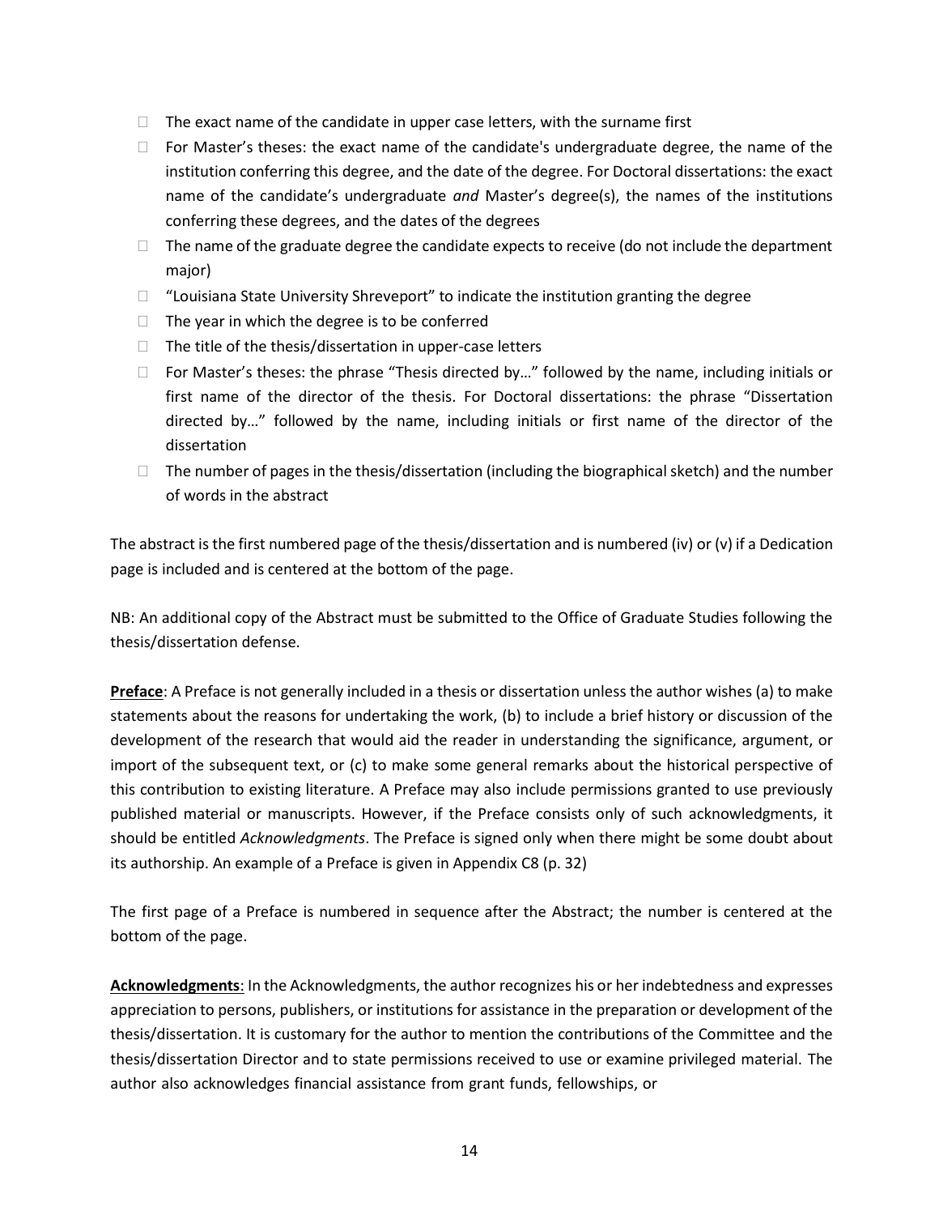- The exact name of the candidate in upper case letters, with the surname first
- For Master's theses: the exact name of the candidate's undergraduate degree, the name of the institution conferring this degree, and the date of the degree. For Doctoral dissertations: the exact name of the candidate's undergraduate *and* Master's degree(s), the names of the institutions conferring these degrees, and the dates of the degrees
- The name of the graduate degree the candidate expects to receive (do not include the department major)
- "Louisiana State University Shreveport" to indicate the institution granting the degree
- The year in which the degree is to be conferred
- The title of the thesis/dissertation in upper-case letters
- For Master's theses: the phrase "Thesis directed by…" followed by the name, including initials or first name of the director of the thesis. For Doctoral dissertations: the phrase "Dissertation directed by…" followed by the name, including initials or first name of the director of the dissertation
- The number of pages in the thesis/dissertation (including the biographical sketch) and the number of words in the abstract

The abstract is the first numbered page of the thesis/dissertation and is numbered (iv) or (v) if a Dedication page is included and is centered at the bottom of the page.

NB: An additional copy of the Abstract must be submitted to the Office of Graduate Studies following the thesis/dissertation defense.

**Preface**: A Preface is not generally included in a thesis or dissertation unless the author wishes (a) to make statements about the reasons for undertaking the work, (b) to include a brief history or discussion of the development of the research that would aid the reader in understanding the significance, argument, or import of the subsequent text, or (c) to make some general remarks about the historical perspective of this contribution to existing literature. A Preface may also include permissions granted to use previously published material or manuscripts. However, if the Preface consists only of such acknowledgments, it should be entitled *Acknowledgments*. The Preface is signed only when there might be some doubt about its authorship. An example of a Preface is given in Appendix C8 (p. 32)

The first page of a Preface is numbered in sequence after the Abstract; the number is centered at the bottom of the page.

**Acknowledgments**: In the Acknowledgments, the author recognizes his or her indebtedness and expresses appreciation to persons, publishers, or institutions for assistance in the preparation or development of the thesis/dissertation. It is customary for the author to mention the contributions of the Committee and the thesis/dissertation Director and to state permissions received to use or examine privileged material. The author also acknowledges financial assistance from grant funds, fellowships, or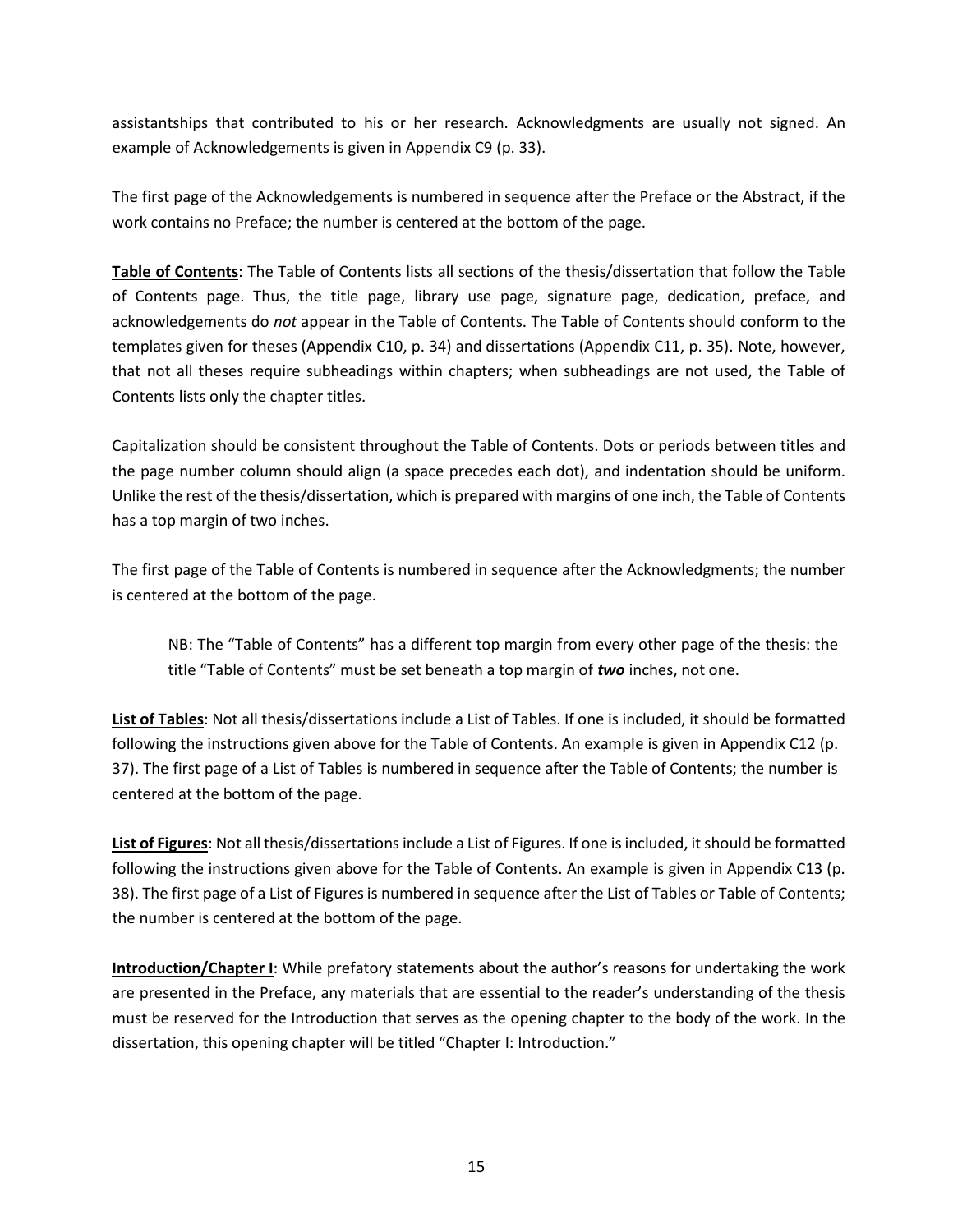assistantships that contributed to his or her research. Acknowledgments are usually not signed. An example of Acknowledgements is given in Appendix C9 (p. 33).

The first page of the Acknowledgements is numbered in sequence after the Preface or the Abstract, if the work contains no Preface; the number is centered at the bottom of the page.

**Table of Contents**: The Table of Contents lists all sections of the thesis/dissertation that follow the Table of Contents page. Thus, the title page, library use page, signature page, dedication, preface, and acknowledgements do *not* appear in the Table of Contents. The Table of Contents should conform to the templates given for theses (Appendix C10, p. 34) and dissertations (Appendix C11, p. 35). Note, however, that not all theses require subheadings within chapters; when subheadings are not used, the Table of Contents lists only the chapter titles.

Capitalization should be consistent throughout the Table of Contents. Dots or periods between titles and the page number column should align (a space precedes each dot), and indentation should be uniform. Unlike the rest of the thesis/dissertation, which is prepared with margins of one inch, the Table of Contents has a top margin of two inches.

The first page of the Table of Contents is numbered in sequence after the Acknowledgments; the number is centered at the bottom of the page.

> NB: The "Table of Contents" has a different top margin from every other page of the thesis: the title "Table of Contents" must be set beneath a top margin of ***two*** inches, not one.

**List of Tables**: Not all thesis/dissertations include a List of Tables. If one is included, it should be formatted following the instructions given above for the Table of Contents. An example is given in Appendix C12 (p. 37). The first page of a List of Tables is numbered in sequence after the Table of Contents; the number is centered at the bottom of the page.

**List of Figures**: Not all thesis/dissertations include a List of Figures. If one is included, it should be formatted following the instructions given above for the Table of Contents. An example is given in Appendix C13 (p. 38). The first page of a List of Figures is numbered in sequence after the List of Tables or Table of Contents; the number is centered at the bottom of the page.

**Introduction/Chapter I**: While prefatory statements about the author's reasons for undertaking the work are presented in the Preface, any materials that are essential to the reader's understanding of the thesis must be reserved for the Introduction that serves as the opening chapter to the body of the work. In the dissertation, this opening chapter will be titled "Chapter I: Introduction."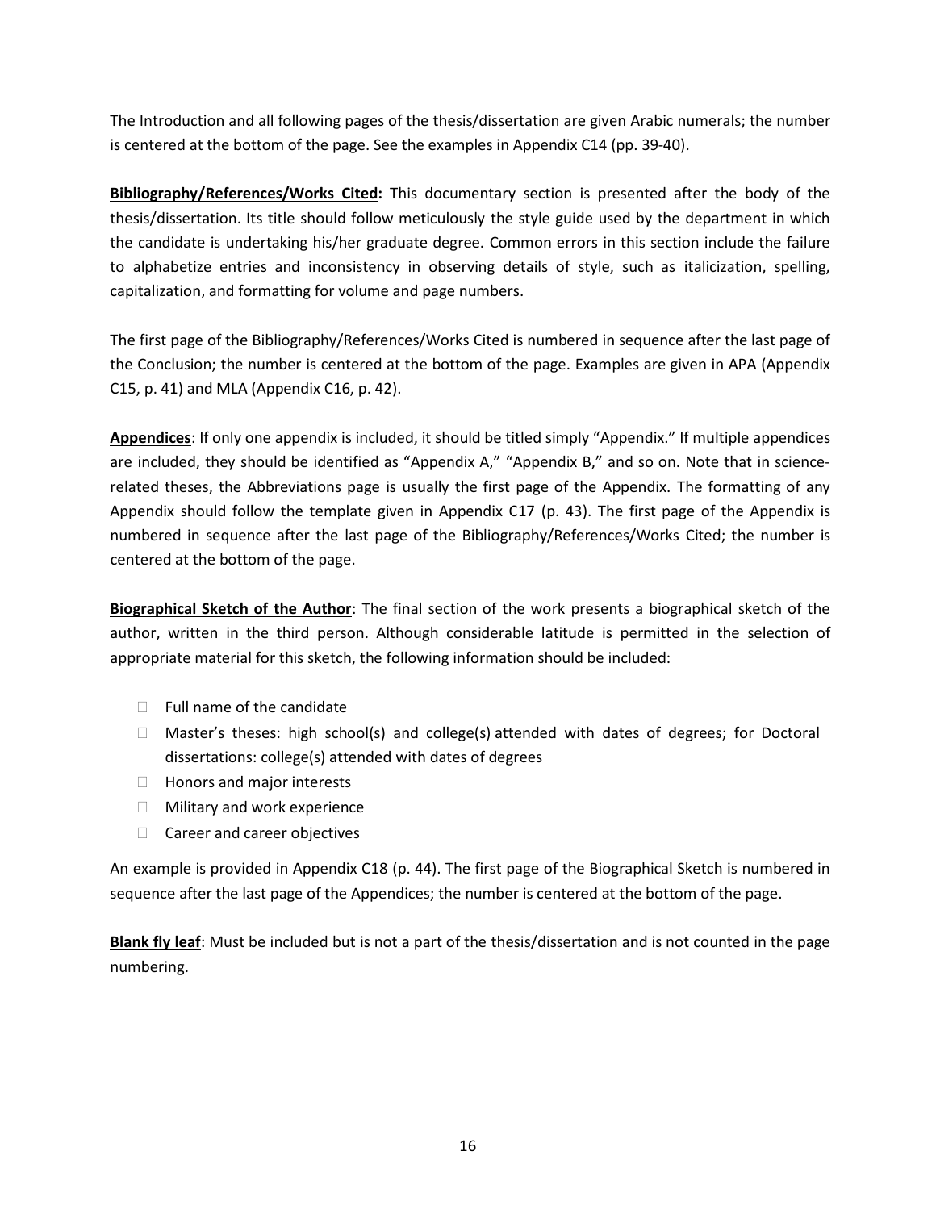The Introduction and all following pages of the thesis/dissertation are given Arabic numerals; the number is centered at the bottom of the page. See the examples in Appendix C14 (pp. 39-40).

**Bibliography/References/Works Cited:** This documentary section is presented after the body of the thesis/dissertation. Its title should follow meticulously the style guide used by the department in which the candidate is undertaking his/her graduate degree. Common errors in this section include the failure to alphabetize entries and inconsistency in observing details of style, such as italicization, spelling, capitalization, and formatting for volume and page numbers.

The first page of the Bibliography/References/Works Cited is numbered in sequence after the last page of the Conclusion; the number is centered at the bottom of the page. Examples are given in APA (Appendix C15, p. 41) and MLA (Appendix C16, p. 42).

**Appendices**: If only one appendix is included, it should be titled simply "Appendix." If multiple appendices are included, they should be identified as "Appendix A," "Appendix B," and so on. Note that in science-related theses, the Abbreviations page is usually the first page of the Appendix. The formatting of any Appendix should follow the template given in Appendix C17 (p. 43). The first page of the Appendix is numbered in sequence after the last page of the Bibliography/References/Works Cited; the number is centered at the bottom of the page.

**Biographical Sketch of the Author**: The final section of the work presents a biographical sketch of the author, written in the third person. Although considerable latitude is permitted in the selection of appropriate material for this sketch, the following information should be included:

- Full name of the candidate
- Master's theses: high school(s) and college(s) attended with dates of degrees; for Doctoral dissertations: college(s) attended with dates of degrees
- Honors and major interests
- Military and work experience
- Career and career objectives

An example is provided in Appendix C18 (p. 44). The first page of the Biographical Sketch is numbered in sequence after the last page of the Appendices; the number is centered at the bottom of the page.

**Blank fly leaf**: Must be included but is not a part of the thesis/dissertation and is not counted in the page numbering.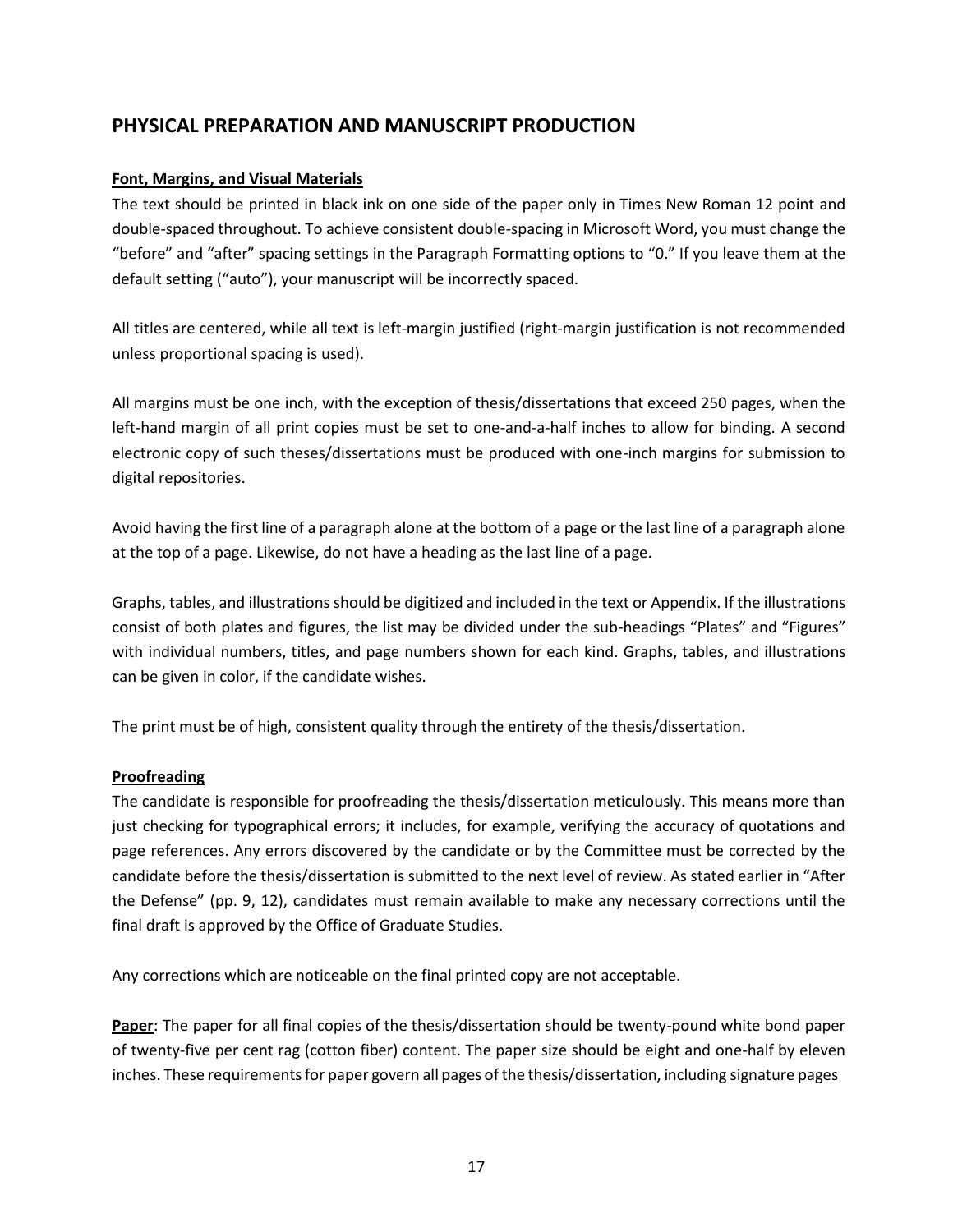## PHYSICAL PREPARATION AND MANUSCRIPT PRODUCTION

**Font, Margins, and Visual Materials**

The text should be printed in black ink on one side of the paper only in Times New Roman 12 point and double-spaced throughout. To achieve consistent double-spacing in Microsoft Word, you must change the "before" and "after" spacing settings in the Paragraph Formatting options to "0." If you leave them at the default setting ("auto"), your manuscript will be incorrectly spaced.

All titles are centered, while all text is left-margin justified (right-margin justification is not recommended unless proportional spacing is used).

All margins must be one inch, with the exception of thesis/dissertations that exceed 250 pages, when the left-hand margin of all print copies must be set to one-and-a-half inches to allow for binding. A second electronic copy of such theses/dissertations must be produced with one-inch margins for submission to digital repositories.

Avoid having the first line of a paragraph alone at the bottom of a page or the last line of a paragraph alone at the top of a page. Likewise, do not have a heading as the last line of a page.

Graphs, tables, and illustrations should be digitized and included in the text or Appendix. If the illustrations consist of both plates and figures, the list may be divided under the sub-headings "Plates" and "Figures" with individual numbers, titles, and page numbers shown for each kind. Graphs, tables, and illustrations can be given in color, if the candidate wishes.

The print must be of high, consistent quality through the entirety of the thesis/dissertation.

**Proofreading**

The candidate is responsible for proofreading the thesis/dissertation meticulously. This means more than just checking for typographical errors; it includes, for example, verifying the accuracy of quotations and page references. Any errors discovered by the candidate or by the Committee must be corrected by the candidate before the thesis/dissertation is submitted to the next level of review. As stated earlier in "After the Defense" (pp. 9, 12), candidates must remain available to make any necessary corrections until the final draft is approved by the Office of Graduate Studies.

Any corrections which are noticeable on the final printed copy are not acceptable.

**Paper**: The paper for all final copies of the thesis/dissertation should be twenty-pound white bond paper of twenty-five per cent rag (cotton fiber) content. The paper size should be eight and one-half by eleven inches. These requirements for paper govern all pages of the thesis/dissertation, including signature pages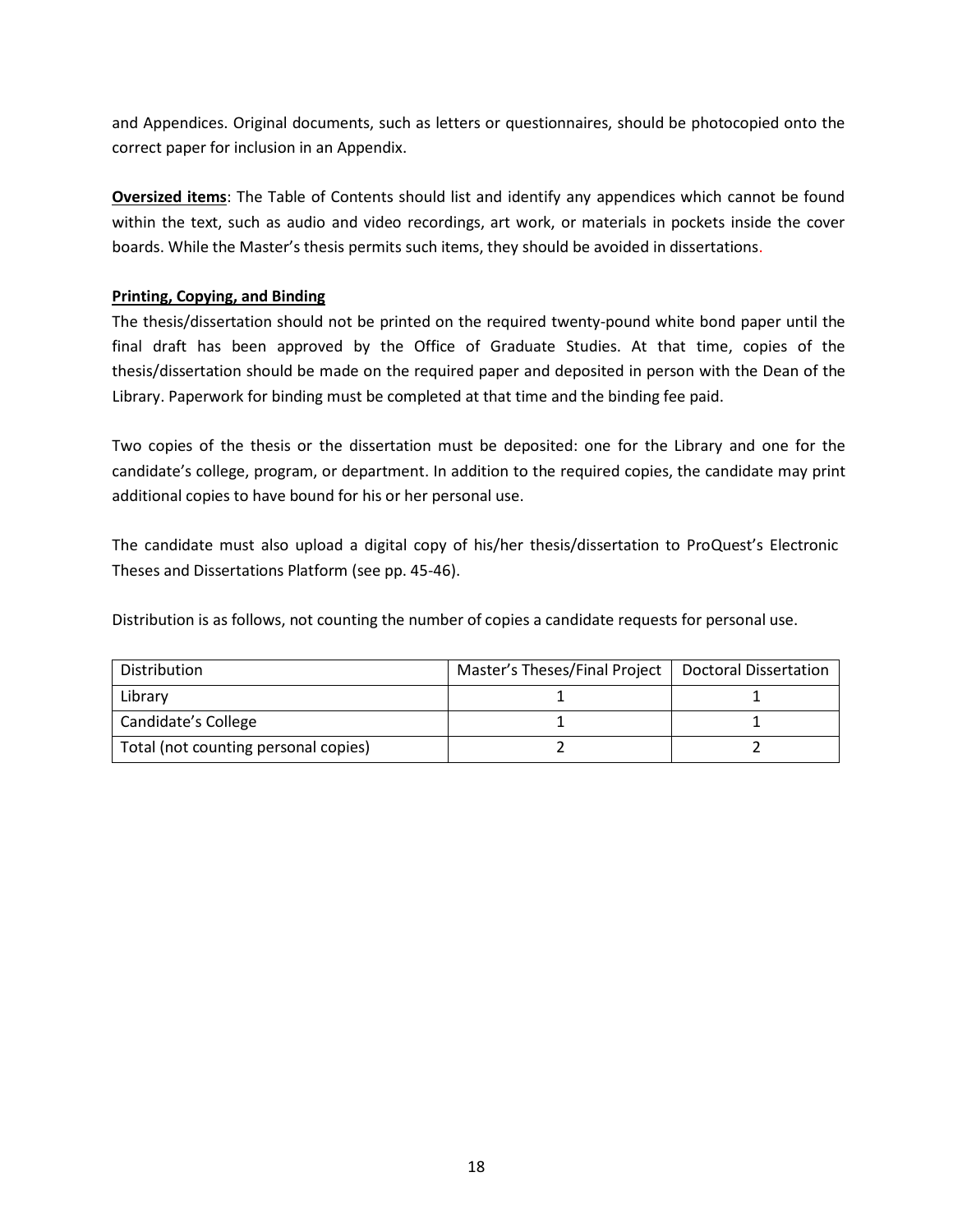and Appendices. Original documents, such as letters or questionnaires, should be photocopied onto the correct paper for inclusion in an Appendix.

**Oversized items**: The Table of Contents should list and identify any appendices which cannot be found within the text, such as audio and video recordings, art work, or materials in pockets inside the cover boards. While the Master's thesis permits such items, they should be avoided in dissertations.

**Printing, Copying, and Binding**

The thesis/dissertation should not be printed on the required twenty-pound white bond paper until the final draft has been approved by the Office of Graduate Studies. At that time, copies of the thesis/dissertation should be made on the required paper and deposited in person with the Dean of the Library. Paperwork for binding must be completed at that time and the binding fee paid.

Two copies of the thesis or the dissertation must be deposited: one for the Library and one for the candidate's college, program, or department. In addition to the required copies, the candidate may print additional copies to have bound for his or her personal use.

The candidate must also upload a digital copy of his/her thesis/dissertation to ProQuest's Electronic Theses and Dissertations Platform (see pp. 45-46).

Distribution is as follows, not counting the number of copies a candidate requests for personal use.

| Distribution | Master's Theses/Final Project | Doctoral Dissertation |
|---|---|---|
| Library | 1 | 1 |
| Candidate's College | 1 | 1 |
| Total (not counting personal copies) | 2 | 2 |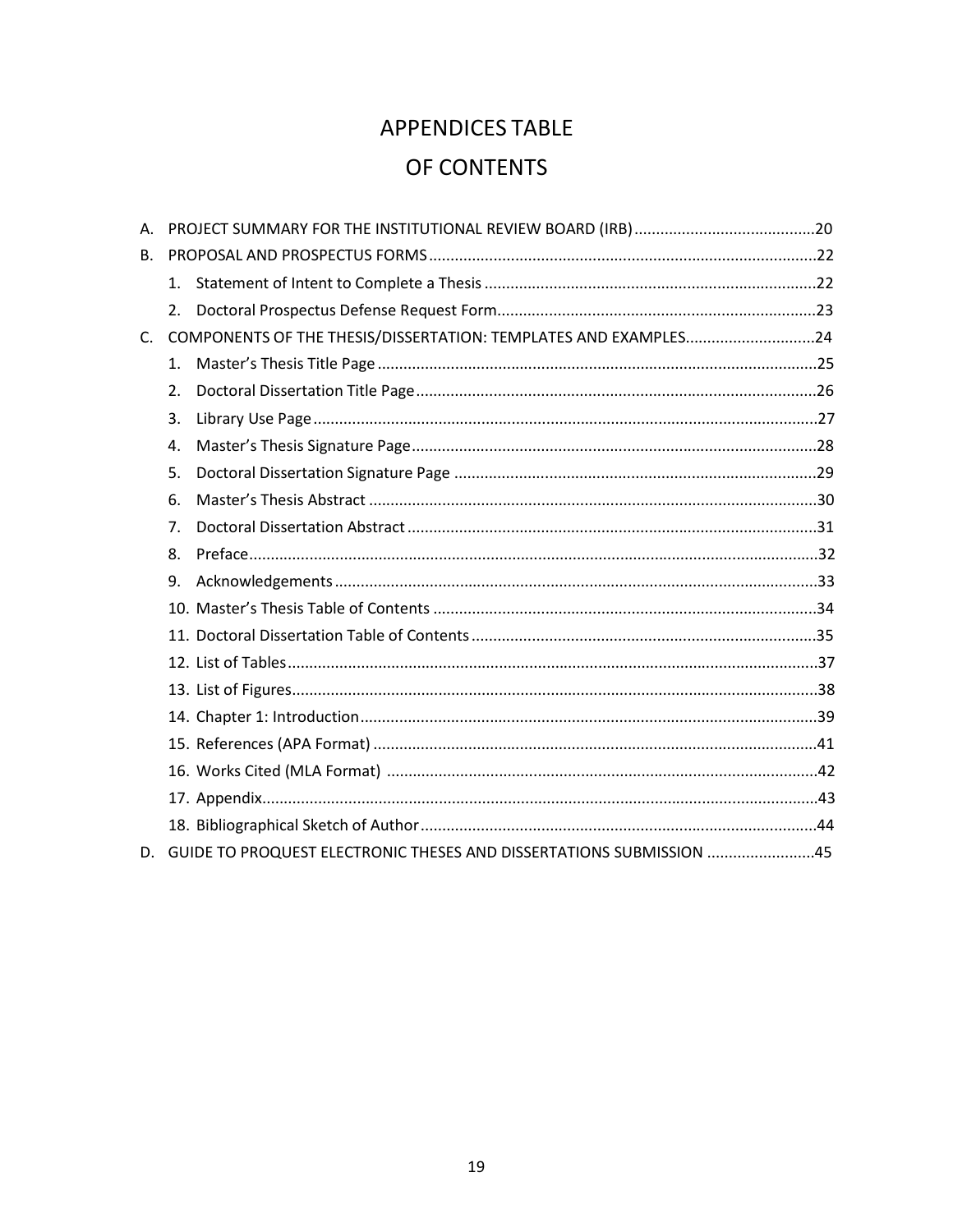# APPENDICES TABLE OF CONTENTS

A. PROJECT SUMMARY FOR THE INSTITUTIONAL REVIEW BOARD (IRB) .......................................... 20

B. PROPOSAL AND PROSPECTUS FORMS .......................................................................................... 22

   1. Statement of Intent to Complete a Thesis ........................................................................... 22
   2. Doctoral Prospectus Defense Request Form......................................................................... 23

C. COMPONENTS OF THE THESIS/DISSERTATION: TEMPLATES AND EXAMPLES.............................. 24

   1. Master's Thesis Title Page ...................................................................................................... 25
   2. Doctoral Dissertation Title Page ............................................................................................ 26
   3. Library Use Page ..................................................................................................................... 27
   4. Master's Thesis Signature Page ............................................................................................. 28
   5. Doctoral Dissertation Signature Page .................................................................................... 29
   6. Master's Thesis Abstract ........................................................................................................ 30
   7. Doctoral Dissertation Abstract ............................................................................................... 31
   8. Preface..................................................................................................................................... 32
   9. Acknowledgements ................................................................................................................ 33
   10. Master's Thesis Table of Contents ......................................................................................... 34
   11. Doctoral Dissertation Table of Contents ................................................................................ 35
   12. List of Tables ........................................................................................................................... 37
   13. List of Figures.......................................................................................................................... 38
   14. Chapter 1: Introduction .......................................................................................................... 39
   15. References (APA Format) ....................................................................................................... 41
   16. Works Cited (MLA Format) .................................................................................................... 42
   17. Appendix.................................................................................................................................. 43
   18. Bibliographical Sketch of Author ............................................................................................ 44

D. GUIDE TO PROQUEST ELECTRONIC THESES AND DISSERTATIONS SUBMISSION ......................... 45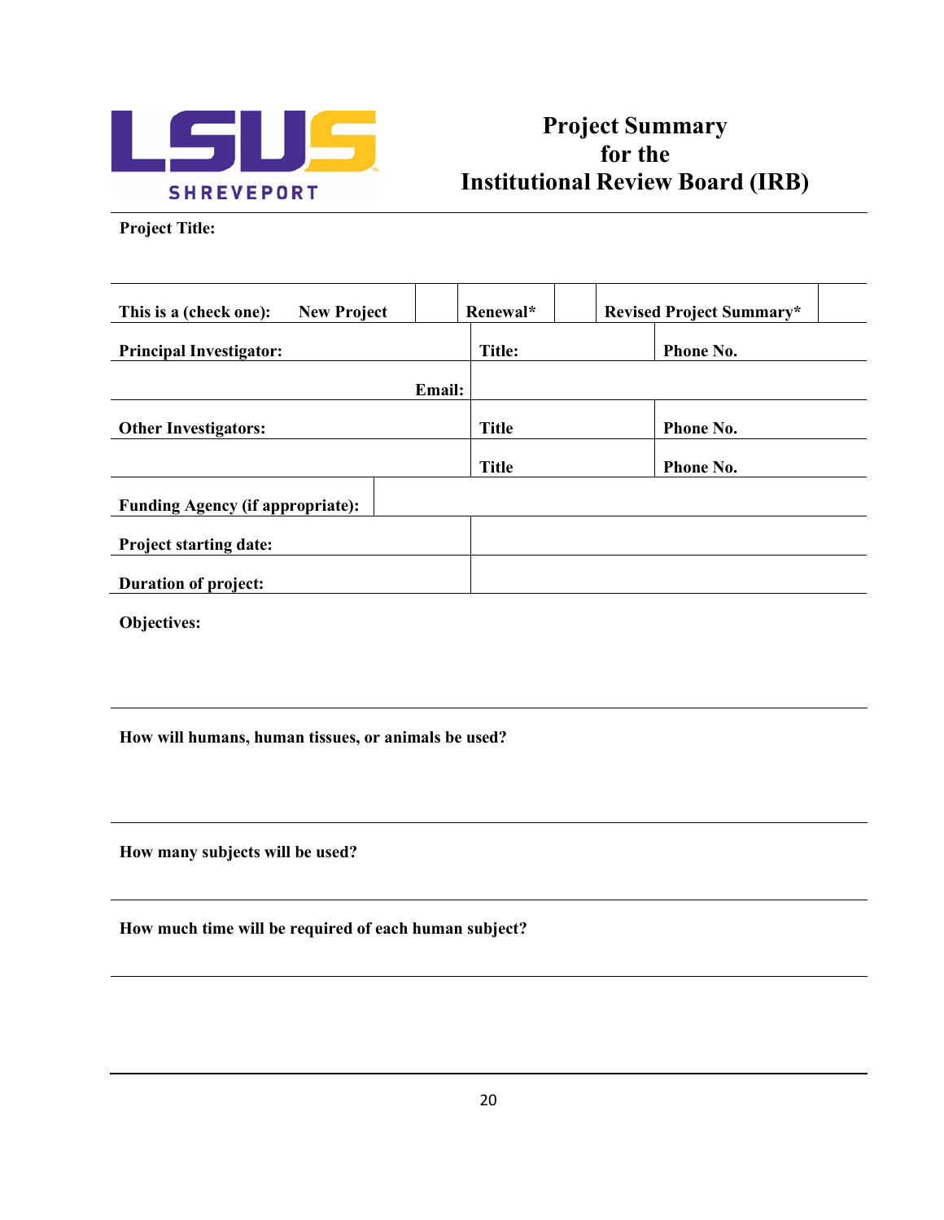# Project Summary for the Institutional Review Board (IRB)

LSUS SHREVEPORT

**Project Title:**

| This is a (check one): **New Project** | | **Renewal*** | | **Revised Project Summary*** | |
|---|---|---|---|---|---|

| **Principal Investigator:** | **Title:** | **Phone No.** |
|---|---|---|
| **Email:** | | |
| **Other Investigators:** | **Title** | **Phone No.** |
| | **Title** | **Phone No.** |
| **Funding Agency (if appropriate):** | | |
| **Project starting date:** | | |
| **Duration of project:** | | |

**Objectives:**

---

**How will humans, human tissues, or animals be used?**

---

**How many subjects will be used?**

---

**How much time will be required of each human subject?**

---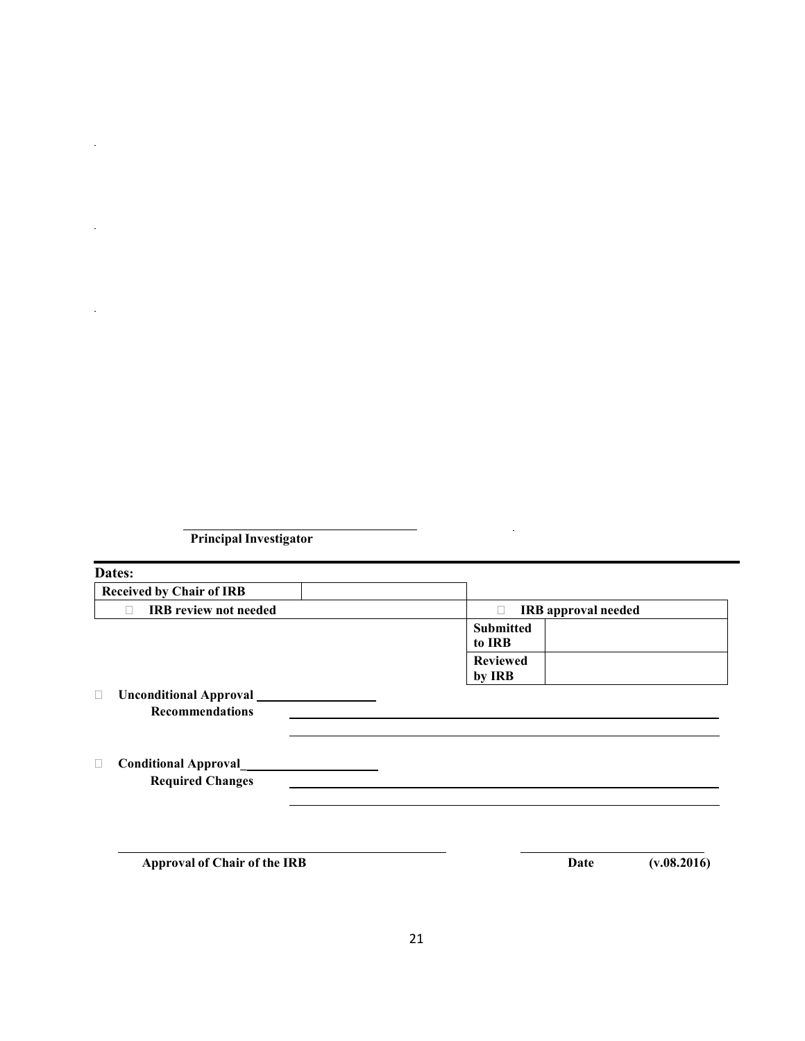\_\_\_\_\_\_\_\_\_\_\_\_\_\_\_\_\_\_\_\_\_\_\_\_\_\_\_\_\_\_\_\_\_\_\_\_

**Principal Investigator**

---

**Dates:**

| **Received by Chair of IRB** | |
|---|---|

| ☐ **IRB review not needed** | ☐ **IRB approval needed** | |
|---|---|---|
| | **Submitted to IRB** | |
| | **Reviewed by IRB** | |

☐ **Unconditional Approval** \_\_\_\_\_\_\_\_\_\_\_\_\_\_\_\_\_\_\_\_

**Recommendations** \_\_\_\_\_\_\_\_\_\_\_\_\_\_\_\_\_\_\_\_\_\_\_\_\_\_\_\_\_\_\_\_\_\_\_\_\_\_\_\_\_\_\_\_\_\_\_\_\_\_\_\_\_\_\_\_\_\_\_\_

\_\_\_\_\_\_\_\_\_\_\_\_\_\_\_\_\_\_\_\_\_\_\_\_\_\_\_\_\_\_\_\_\_\_\_\_\_\_\_\_\_\_\_\_\_\_\_\_\_\_\_\_\_\_\_\_\_\_\_\_

☐ **Conditional Approval**\_\_\_\_\_\_\_\_\_\_\_\_\_\_\_\_\_\_\_\_\_

**Required Changes** \_\_\_\_\_\_\_\_\_\_\_\_\_\_\_\_\_\_\_\_\_\_\_\_\_\_\_\_\_\_\_\_\_\_\_\_\_\_\_\_\_\_\_\_\_\_\_\_\_\_\_\_\_\_\_\_\_\_\_\_

\_\_\_\_\_\_\_\_\_\_\_\_\_\_\_\_\_\_\_\_\_\_\_\_\_\_\_\_\_\_\_\_\_\_\_\_\_\_\_\_\_\_\_\_\_\_\_\_\_\_\_\_\_\_\_\_\_\_\_\_

\_\_\_\_\_\_\_\_\_\_\_\_\_\_\_\_\_\_\_\_\_\_\_\_\_\_\_\_\_\_\_\_\_\_\_\_\_\_\_\_\_\_\_\_ \_\_\_\_\_\_\_\_\_\_\_\_\_\_\_\_\_\_\_\_\_\_\_\_\_\_

**Approval of Chair of the IRB** **Date** **(v.08.2016)**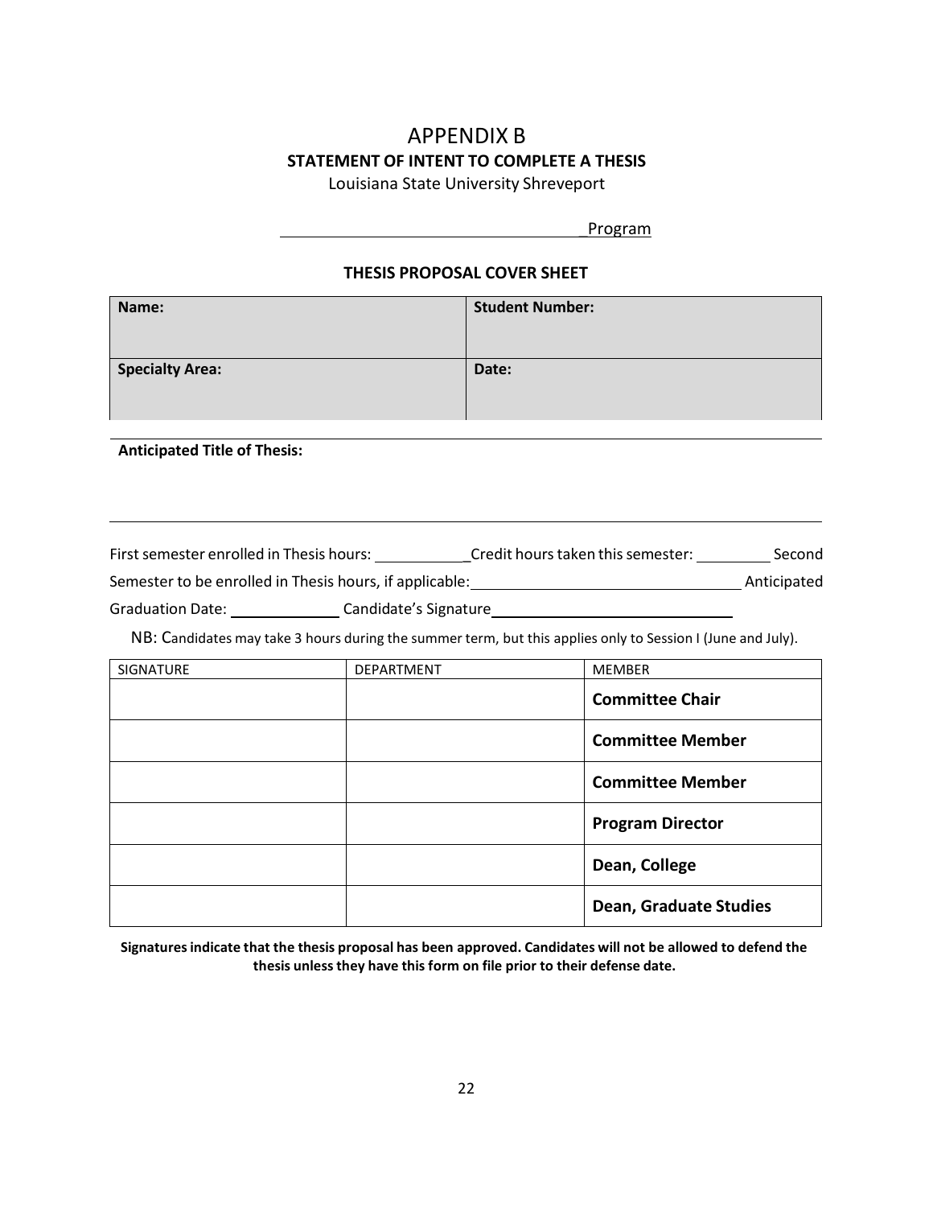# APPENDIX B

## STATEMENT OF INTENT TO COMPLETE A THESIS

Louisiana State University Shreveport

____________________________________Program

### THESIS PROPOSAL COVER SHEET

| **Name:** | **Student Number:** |
|---|---|
| **Specialty Area:** | **Date:** |

**Anticipated Title of Thesis:**

First semester enrolled in Thesis hours: ___________Credit hours taken this semester: _________ Second Semester to be enrolled in Thesis hours, if applicable:_______________________________ Anticipated Graduation Date: _____________ Candidate's Signature_____________________________

NB: Candidates may take 3 hours during the summer term, but this applies only to Session I (June and July).

| SIGNATURE | DEPARTMENT | MEMBER |
|---|---|---|
| | | **Committee Chair** |
| | | **Committee Member** |
| | | **Committee Member** |
| | | **Program Director** |
| | | **Dean, College** |
| | | **Dean, Graduate Studies** |

**Signatures indicate that the thesis proposal has been approved. Candidates will not be allowed to defend the thesis unless they have this form on file prior to their defense date.**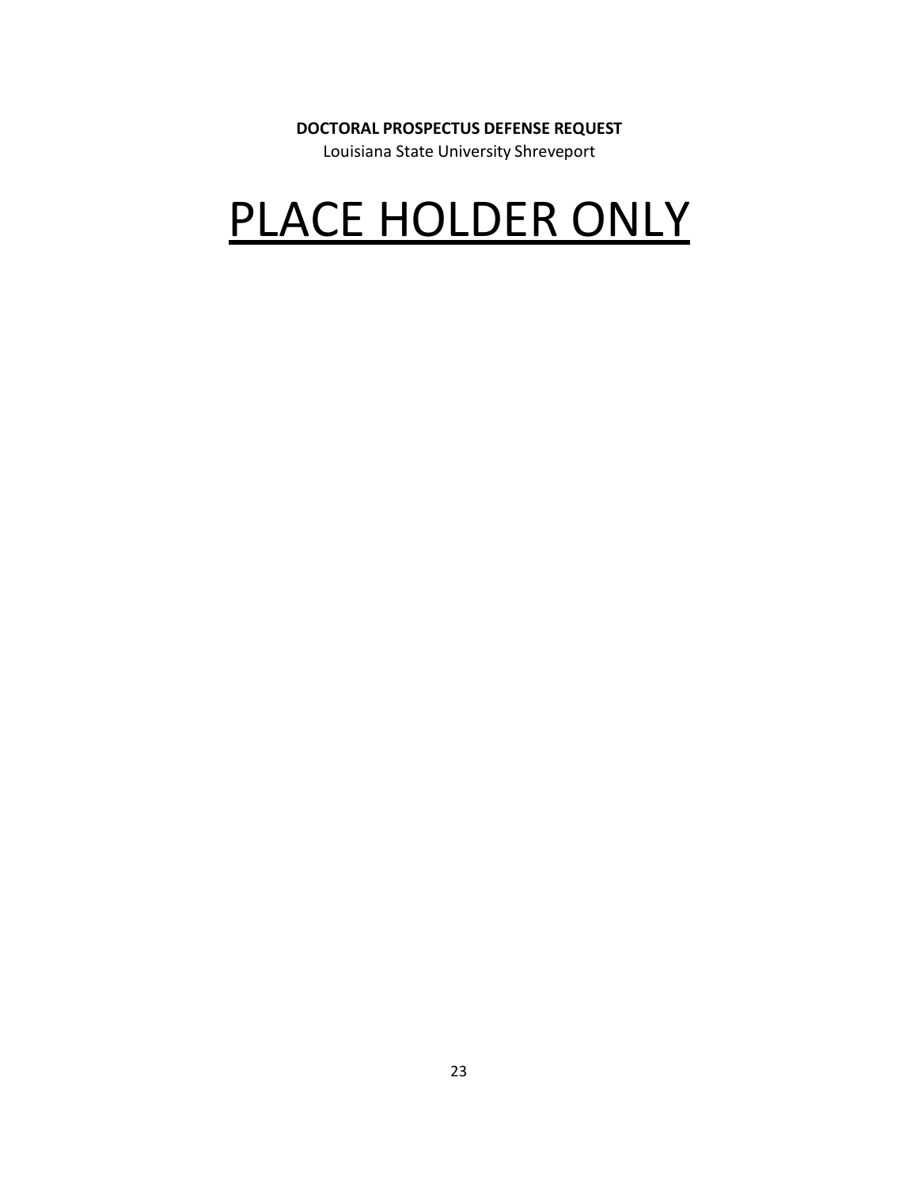**DOCTORAL PROSPECTUS DEFENSE REQUEST**

Louisiana State University Shreveport

# PLACE HOLDER ONLY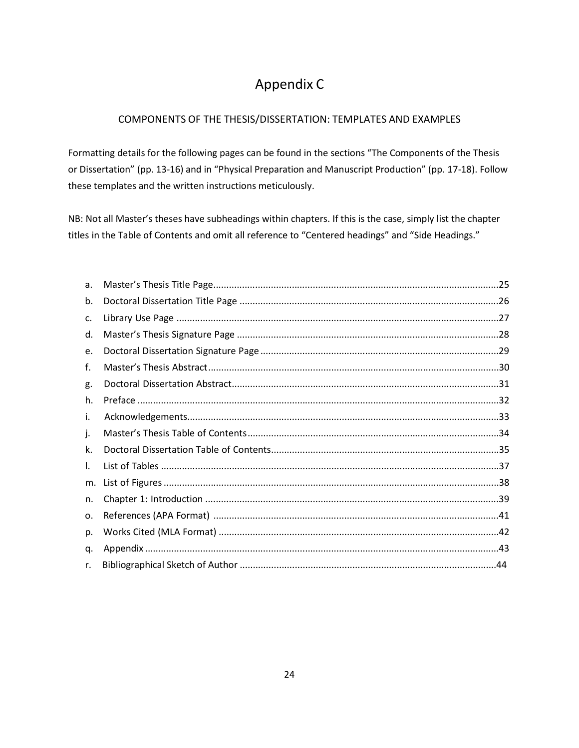# Appendix C

## COMPONENTS OF THE THESIS/DISSERTATION: TEMPLATES AND EXAMPLES

Formatting details for the following pages can be found in the sections "The Components of the Thesis or Dissertation" (pp. 13-16) and in "Physical Preparation and Manuscript Production" (pp. 17-18). Follow these templates and the written instructions meticulously.

NB: Not all Master's theses have subheadings within chapters. If this is the case, simply list the chapter titles in the Table of Contents and omit all reference to "Centered headings" and "Side Headings."

a. Master's Thesis Title Page .......... 25
b. Doctoral Dissertation Title Page .......... 26
c. Library Use Page .......... 27
d. Master's Thesis Signature Page .......... 28
e. Doctoral Dissertation Signature Page .......... 29
f. Master's Thesis Abstract .......... 30
g. Doctoral Dissertation Abstract .......... 31
h. Preface .......... 32
i. Acknowledgements .......... 33
j. Master's Thesis Table of Contents .......... 34
k. Doctoral Dissertation Table of Contents .......... 35
l. List of Tables .......... 37
m. List of Figures .......... 38
n. Chapter 1: Introduction .......... 39
o. References (APA Format) .......... 41
p. Works Cited (MLA Format) .......... 42
q. Appendix .......... 43
r. Bibliographical Sketch of Author .......... 44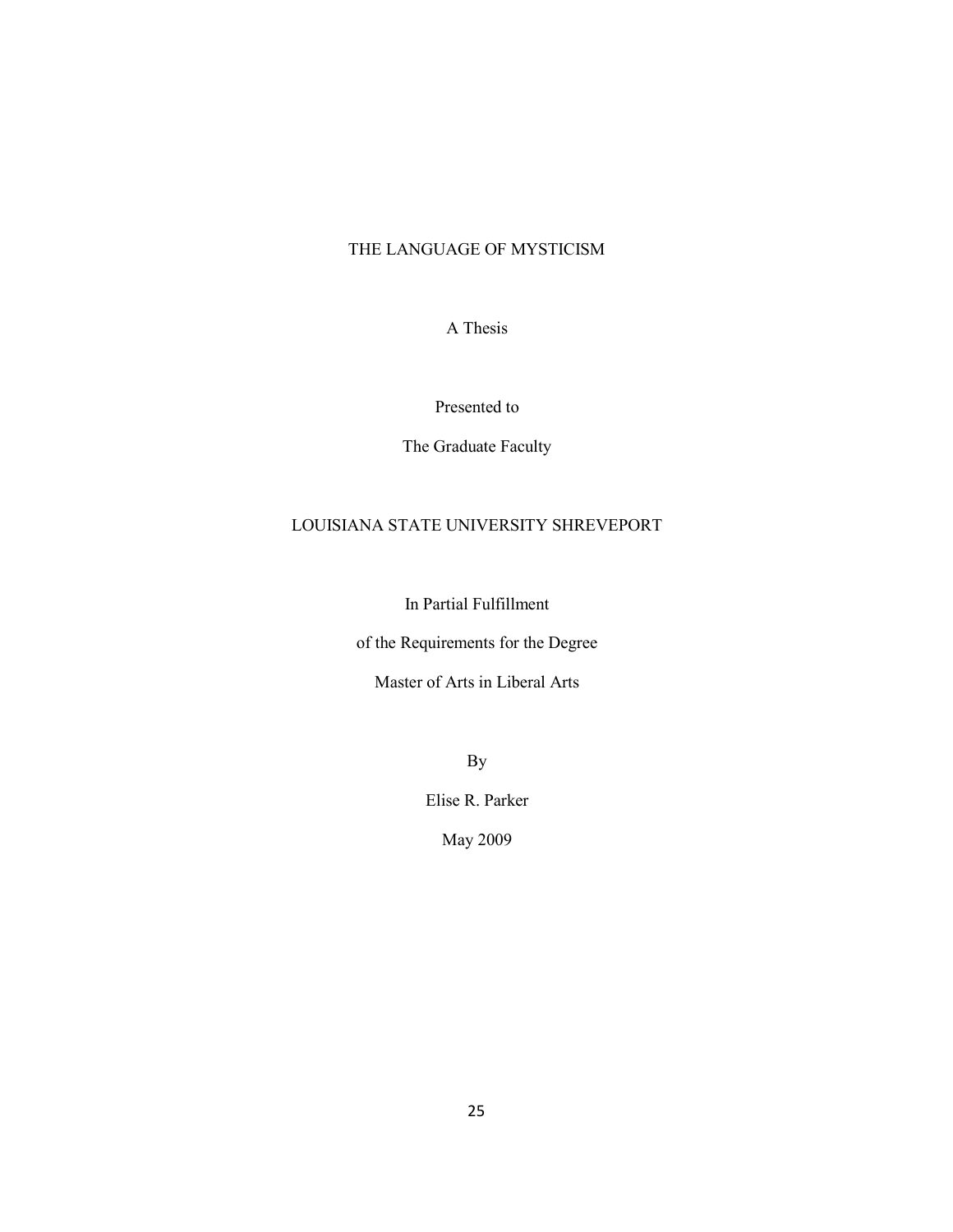THE LANGUAGE OF MYSTICISM

A Thesis

Presented to

The Graduate Faculty

LOUISIANA STATE UNIVERSITY SHREVEPORT

In Partial Fulfillment

of the Requirements for the Degree

Master of Arts in Liberal Arts

By

Elise R. Parker

May 2009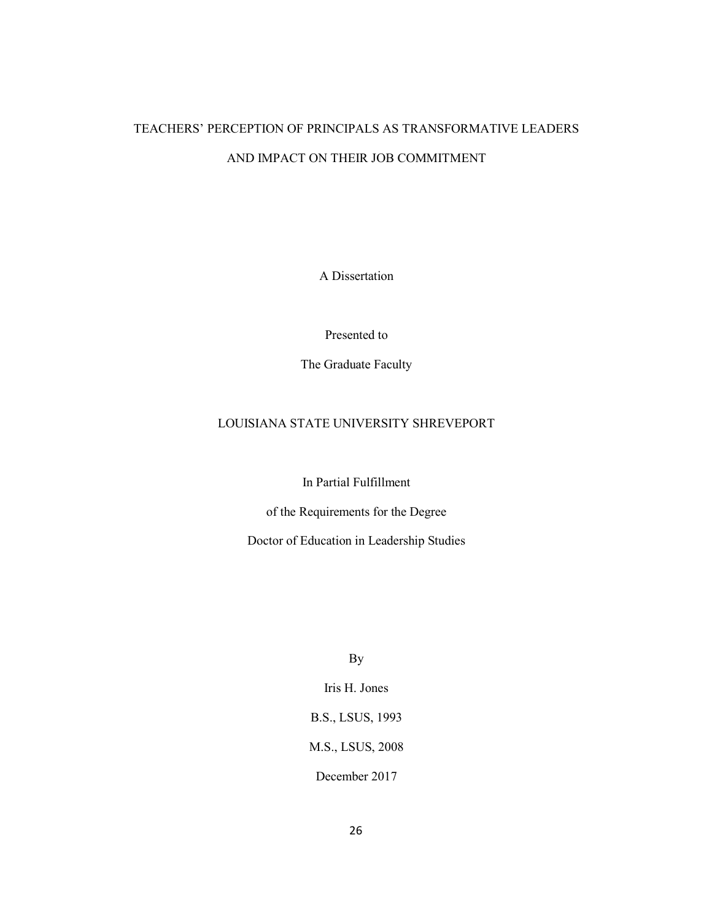# TEACHERS' PERCEPTION OF PRINCIPALS AS TRANSFORMATIVE LEADERS AND IMPACT ON THEIR JOB COMMITMENT

A Dissertation

Presented to

The Graduate Faculty

LOUISIANA STATE UNIVERSITY SHREVEPORT

In Partial Fulfillment

of the Requirements for the Degree

Doctor of Education in Leadership Studies

By

Iris H. Jones

B.S., LSUS, 1993

M.S., LSUS, 2008

December 2017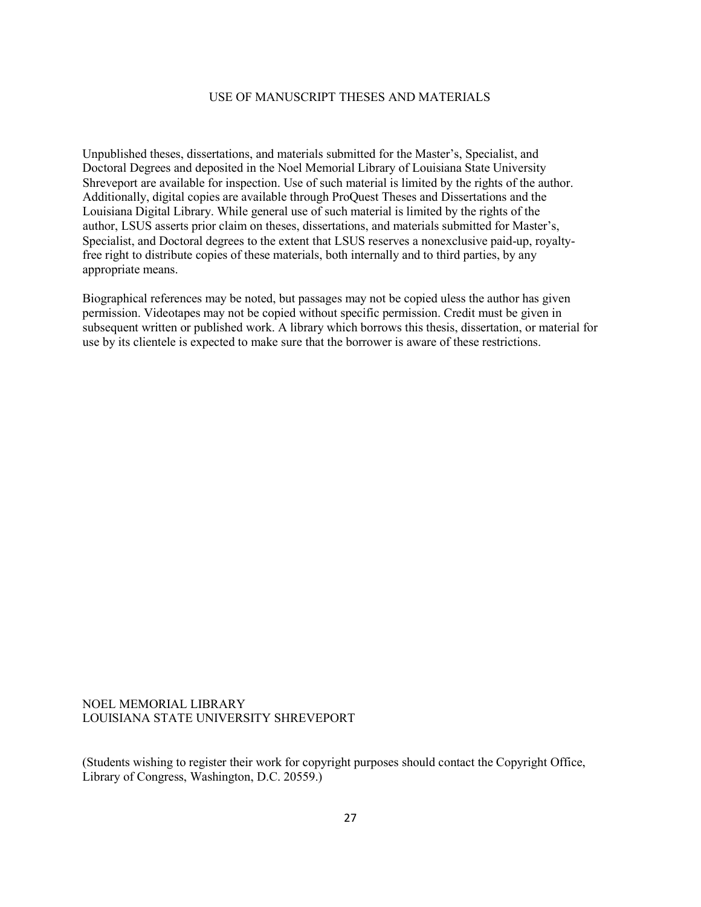# USE OF MANUSCRIPT THESES AND MATERIALS

Unpublished theses, dissertations, and materials submitted for the Master's, Specialist, and Doctoral Degrees and deposited in the Noel Memorial Library of Louisiana State University Shreveport are available for inspection. Use of such material is limited by the rights of the author. Additionally, digital copies are available through ProQuest Theses and Dissertations and the Louisiana Digital Library. While general use of such material is limited by the rights of the author, LSUS asserts prior claim on theses, dissertations, and materials submitted for Master's, Specialist, and Doctoral degrees to the extent that LSUS reserves a nonexclusive paid-up, royalty-free right to distribute copies of these materials, both internally and to third parties, by any appropriate means.

Biographical references may be noted, but passages may not be copied uless the author has given permission. Videotapes may not be copied without specific permission. Credit must be given in subsequent written or published work. A library which borrows this thesis, dissertation, or material for use by its clientele is expected to make sure that the borrower is aware of these restrictions.

NOEL MEMORIAL LIBRARY
LOUISIANA STATE UNIVERSITY SHREVEPORT

(Students wishing to register their work for copyright purposes should contact the Copyright Office, Library of Congress, Washington, D.C. 20559.)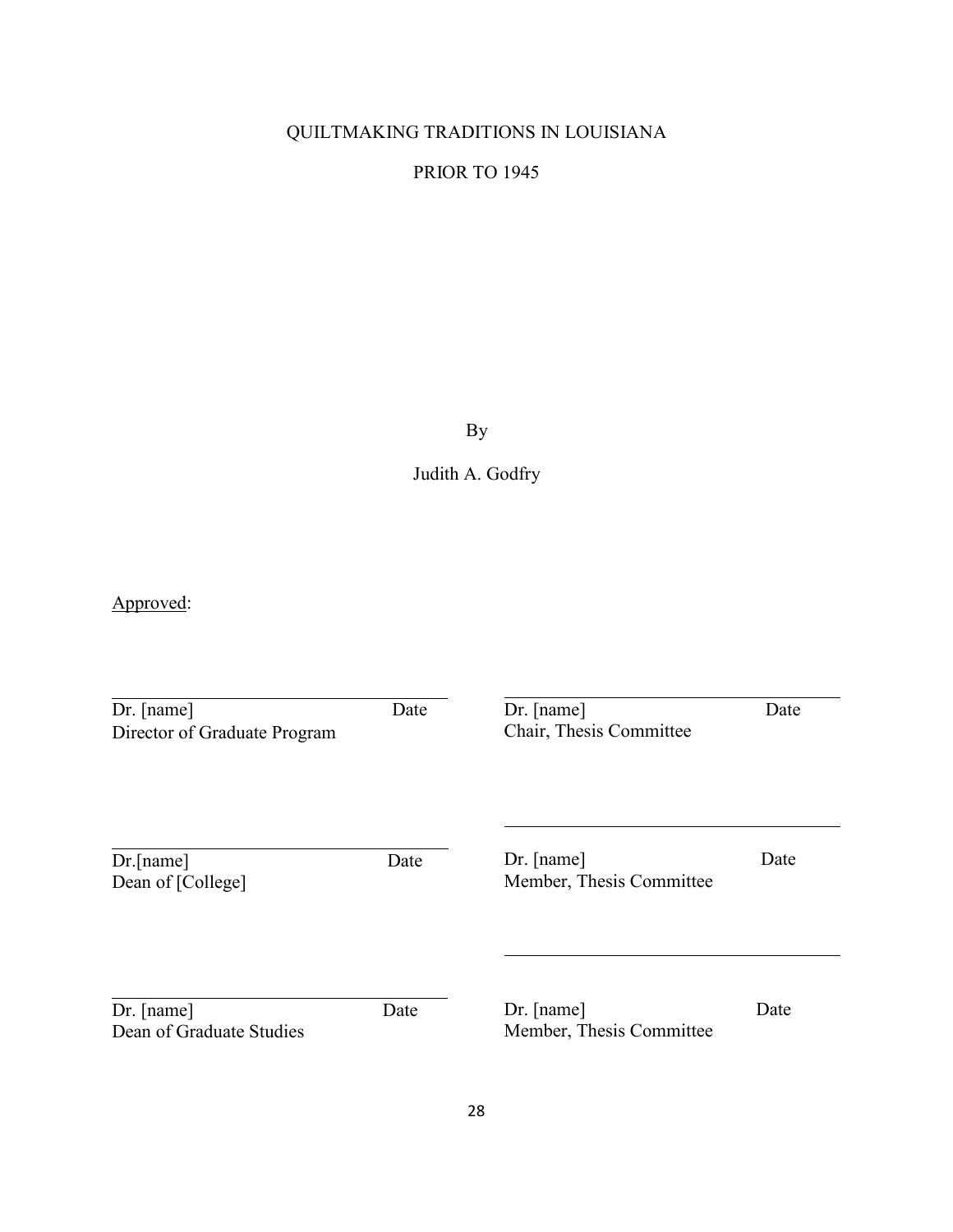QUILTMAKING TRADITIONS IN LOUISIANA

PRIOR TO 1945

By

Judith A. Godfry

Approved:

| | |
|---|---|
| Dr. [name] Date<br>Director of Graduate Program | Dr. [name] Date<br>Chair, Thesis Committee |
| Dr.[name] Date<br>Dean of [College] | Dr. [name] Date<br>Member, Thesis Committee |
| Dr. [name] Date<br>Dean of Graduate Studies | Dr. [name] Date<br>Member, Thesis Committee |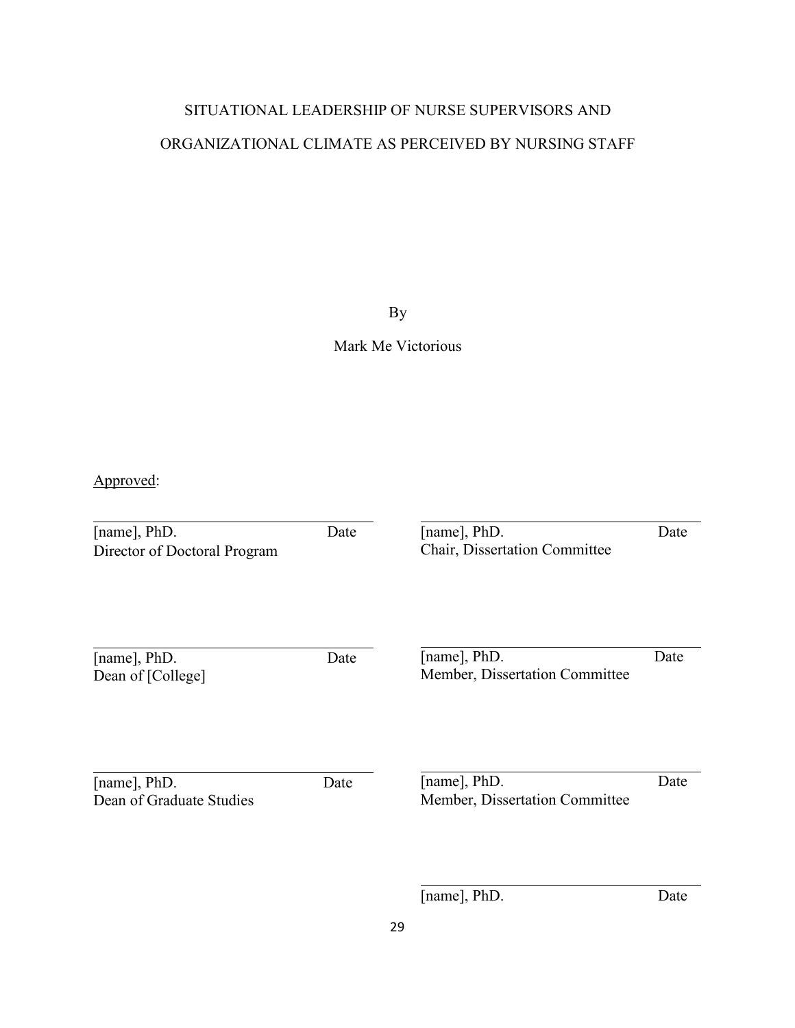SITUATIONAL LEADERSHIP OF NURSE SUPERVISORS AND

ORGANIZATIONAL CLIMATE AS PERCEIVED BY NURSING STAFF

By

Mark Me Victorious

Approved:

| | |
|---|---|
| [name], PhD. Date<br>Director of Doctoral Program | [name], PhD. Date<br>Chair, Dissertation Committee |
| [name], PhD. Date<br>Dean of [College] | [name], PhD. Date<br>Member, Dissertation Committee |
| [name], PhD. Date<br>Dean of Graduate Studies | [name], PhD. Date<br>Member, Dissertation Committee |
| | [name], PhD. Date |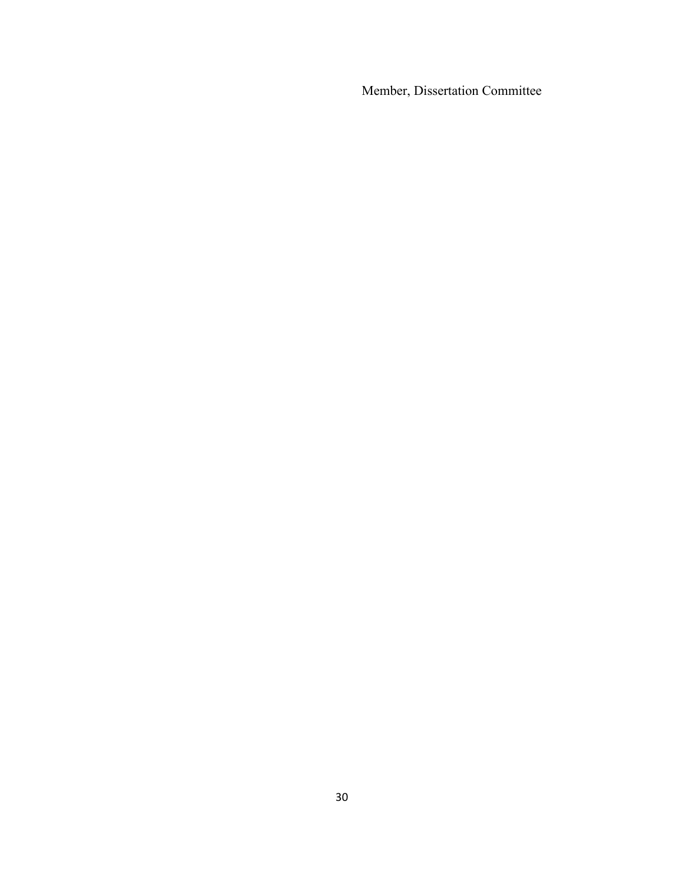Member, Dissertation Committee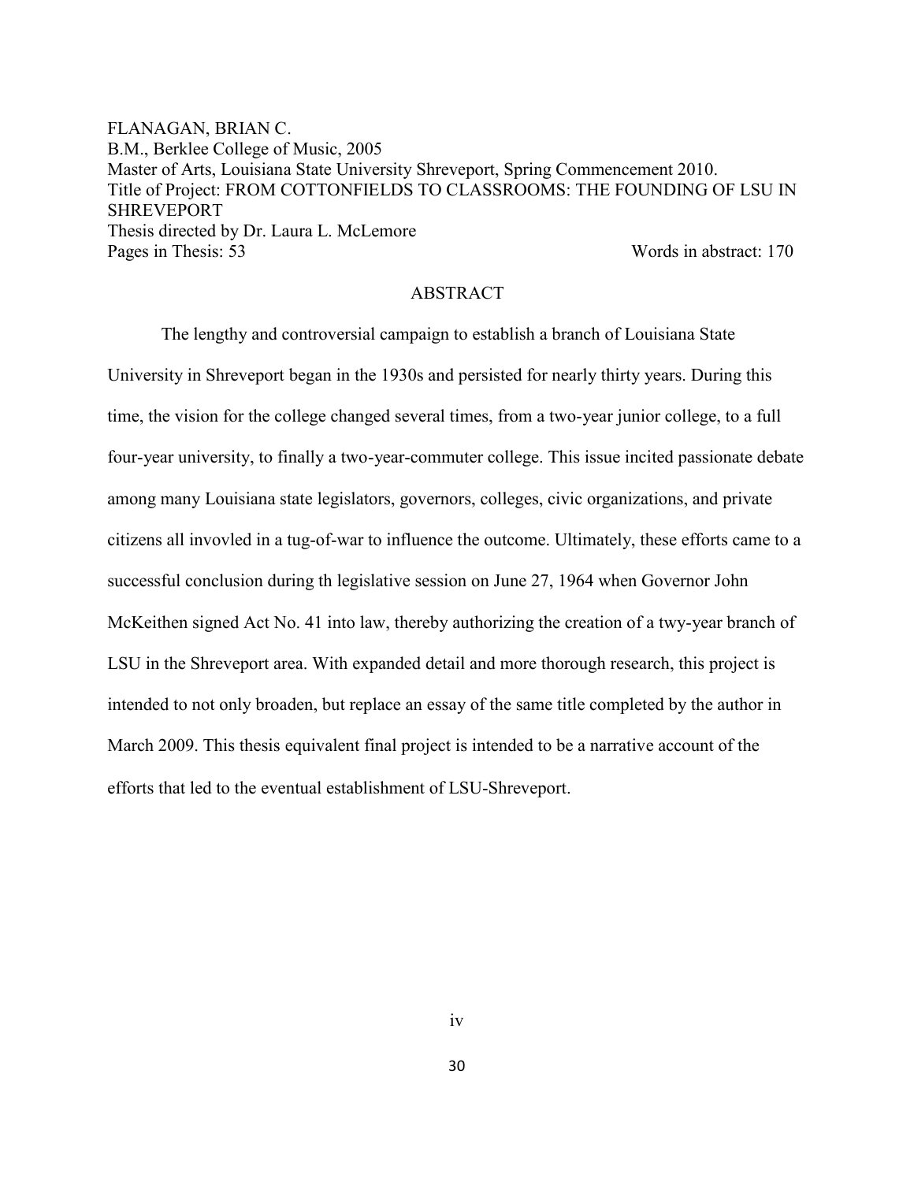FLANAGAN, BRIAN C.
B.M., Berklee College of Music, 2005
Master of Arts, Louisiana State University Shreveport, Spring Commencement 2010.
Title of Project: FROM COTTONFIELDS TO CLASSROOMS: THE FOUNDING OF LSU IN SHREVEPORT
Thesis directed by Dr. Laura L. McLemore
Pages in Thesis: 53 Words in abstract: 170

## ABSTRACT

The lengthy and controversial campaign to establish a branch of Louisiana State University in Shreveport began in the 1930s and persisted for nearly thirty years. During this time, the vision for the college changed several times, from a two-year junior college, to a full four-year university, to finally a two-year-commuter college. This issue incited passionate debate among many Louisiana state legislators, governors, colleges, civic organizations, and private citizens all invovled in a tug-of-war to influence the outcome. Ultimately, these efforts came to a successful conclusion during th legislative session on June 27, 1964 when Governor John McKeithen signed Act No. 41 into law, thereby authorizing the creation of a twy-year branch of LSU in the Shreveport area. With expanded detail and more thorough research, this project is intended to not only broaden, but replace an essay of the same title completed by the author in March 2009. This thesis equivalent final project is intended to be a narrative account of the efforts that led to the eventual establishment of LSU-Shreveport.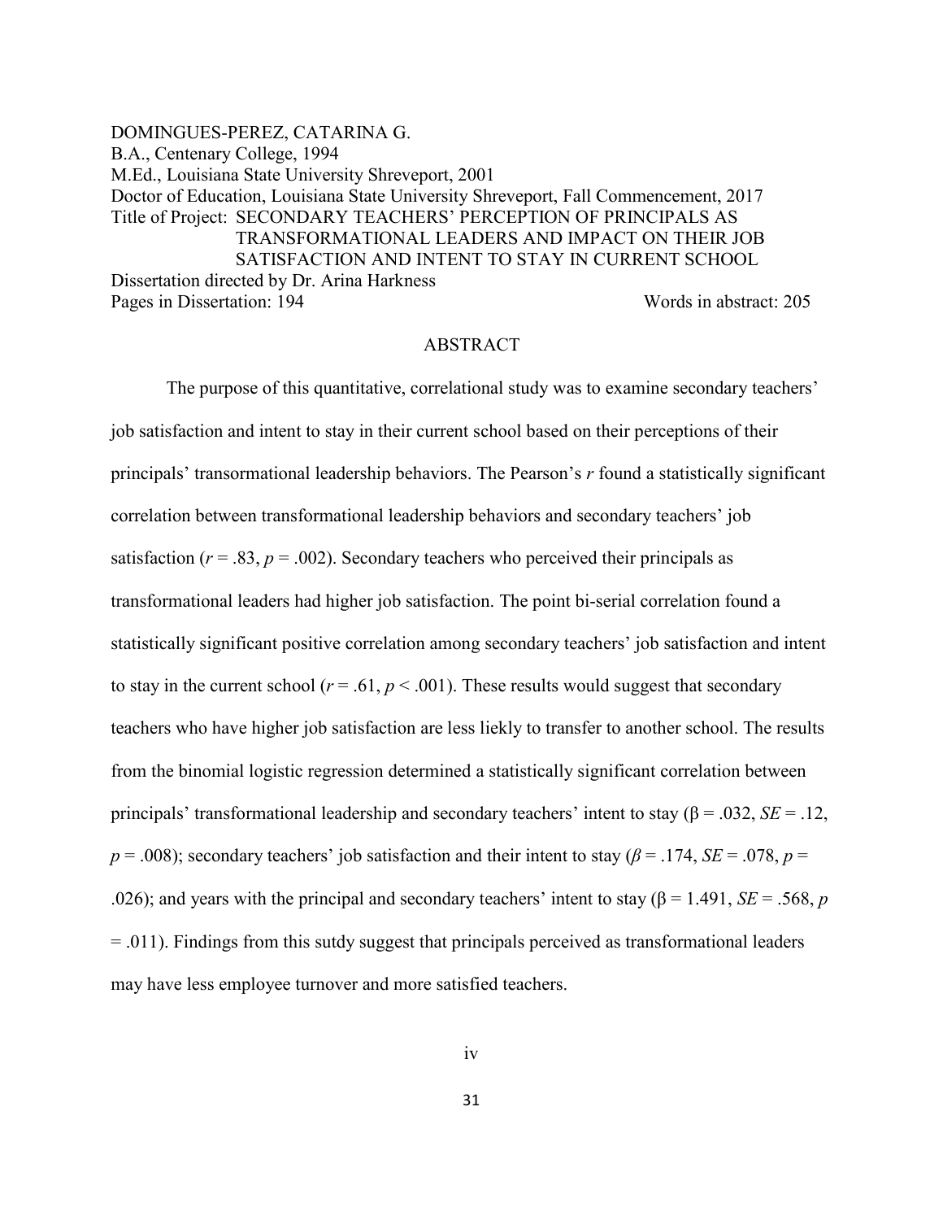DOMINGUES-PEREZ, CATARINA G.
B.A., Centenary College, 1994
M.Ed., Louisiana State University Shreveport, 2001
Doctor of Education, Louisiana State University Shreveport, Fall Commencement, 2017
Title of Project: SECONDARY TEACHERS' PERCEPTION OF PRINCIPALS AS TRANSFORMATIONAL LEADERS AND IMPACT ON THEIR JOB SATISFACTION AND INTENT TO STAY IN CURRENT SCHOOL
Dissertation directed by Dr. Arina Harkness
Pages in Dissertation: 194 Words in abstract: 205

## ABSTRACT

The purpose of this quantitative, correlational study was to examine secondary teachers' job satisfaction and intent to stay in their current school based on their perceptions of their principals' transormational leadership behaviors. The Pearson's $r$ found a statistically significant correlation between transformational leadership behaviors and secondary teachers' job satisfaction ($r = .83$, $p = .002$). Secondary teachers who perceived their principals as transformational leaders had higher job satisfaction. The point bi-serial correlation found a statistically significant positive correlation among secondary teachers' job satisfaction and intent to stay in the current school ($r = .61$, $p < .001$). These results would suggest that secondary teachers who have higher job satisfaction are less liekly to transfer to another school. The results from the binomial logistic regression determined a statistically significant correlation between principals' transformational leadership and secondary teachers' intent to stay ($\beta = .032$, $SE = .12$, $p = .008$); secondary teachers' job satisfaction and their intent to stay ($\beta = .174$, $SE = .078$, $p = .026$); and years with the principal and secondary teachers' intent to stay ($\beta = 1.491$, $SE = .568$, $p = .011$). Findings from this sutdy suggest that principals perceived as transformational leaders may have less employee turnover and more satisfied teachers.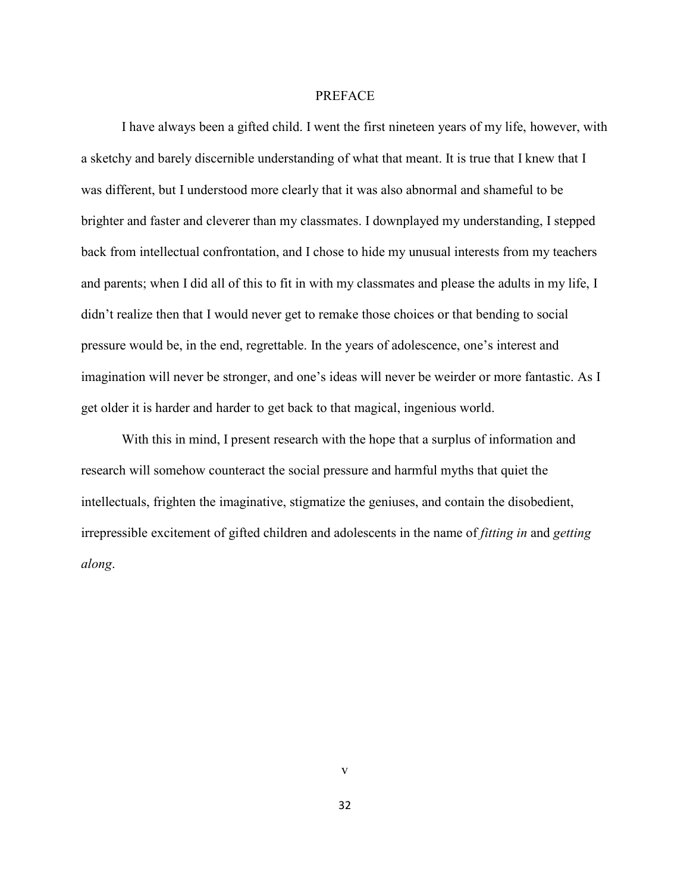## PREFACE

I have always been a gifted child. I went the first nineteen years of my life, however, with a sketchy and barely discernible understanding of what that meant. It is true that I knew that I was different, but I understood more clearly that it was also abnormal and shameful to be brighter and faster and cleverer than my classmates. I downplayed my understanding, I stepped back from intellectual confrontation, and I chose to hide my unusual interests from my teachers and parents; when I did all of this to fit in with my classmates and please the adults in my life, I didn't realize then that I would never get to remake those choices or that bending to social pressure would be, in the end, regrettable. In the years of adolescence, one's interest and imagination will never be stronger, and one's ideas will never be weirder or more fantastic. As I get older it is harder and harder to get back to that magical, ingenious world.

With this in mind, I present research with the hope that a surplus of information and research will somehow counteract the social pressure and harmful myths that quiet the intellectuals, frighten the imaginative, stigmatize the geniuses, and contain the disobedient, irrepressible excitement of gifted children and adolescents in the name of *fitting in* and *getting along*.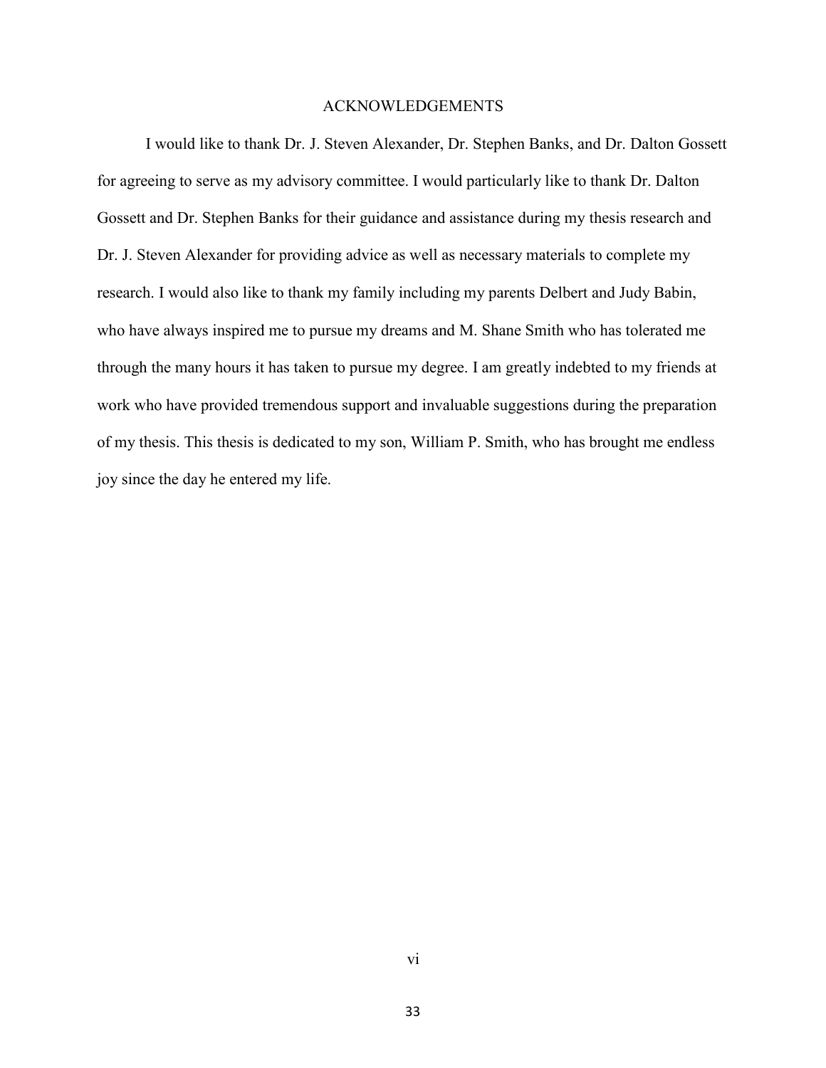# ACKNOWLEDGEMENTS

I would like to thank Dr. J. Steven Alexander, Dr. Stephen Banks, and Dr. Dalton Gossett for agreeing to serve as my advisory committee. I would particularly like to thank Dr. Dalton Gossett and Dr. Stephen Banks for their guidance and assistance during my thesis research and Dr. J. Steven Alexander for providing advice as well as necessary materials to complete my research. I would also like to thank my family including my parents Delbert and Judy Babin, who have always inspired me to pursue my dreams and M. Shane Smith who has tolerated me through the many hours it has taken to pursue my degree. I am greatly indebted to my friends at work who have provided tremendous support and invaluable suggestions during the preparation of my thesis. This thesis is dedicated to my son, William P. Smith, who has brought me endless joy since the day he entered my life.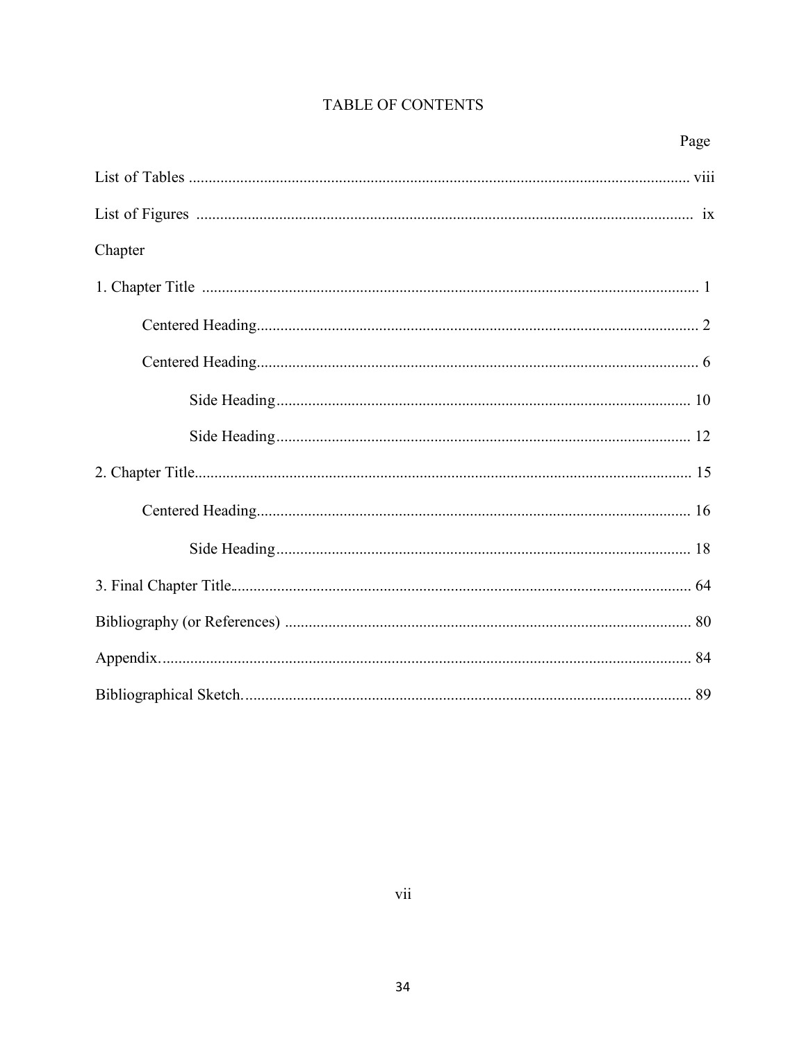# TABLE OF CONTENTS

Page

List of Tables ........................................................................................................................ viii

List of Figures ........................................................................................................................ ix

Chapter

1. Chapter Title ........................................................................................................................ 1

    Centered Heading ................................................................................................................ 2

    Centered Heading ................................................................................................................ 6

        Side Heading ................................................................................................................ 10

        Side Heading ................................................................................................................ 12

2. Chapter Title ........................................................................................................................ 15

    Centered Heading ................................................................................................................ 16

        Side Heading ................................................................................................................ 18

3. Final Chapter Title ................................................................................................................ 64

Bibliography (or References) ................................................................................................ 80

Appendix ................................................................................................................................ 84

Bibliographical Sketch ........................................................................................................... 89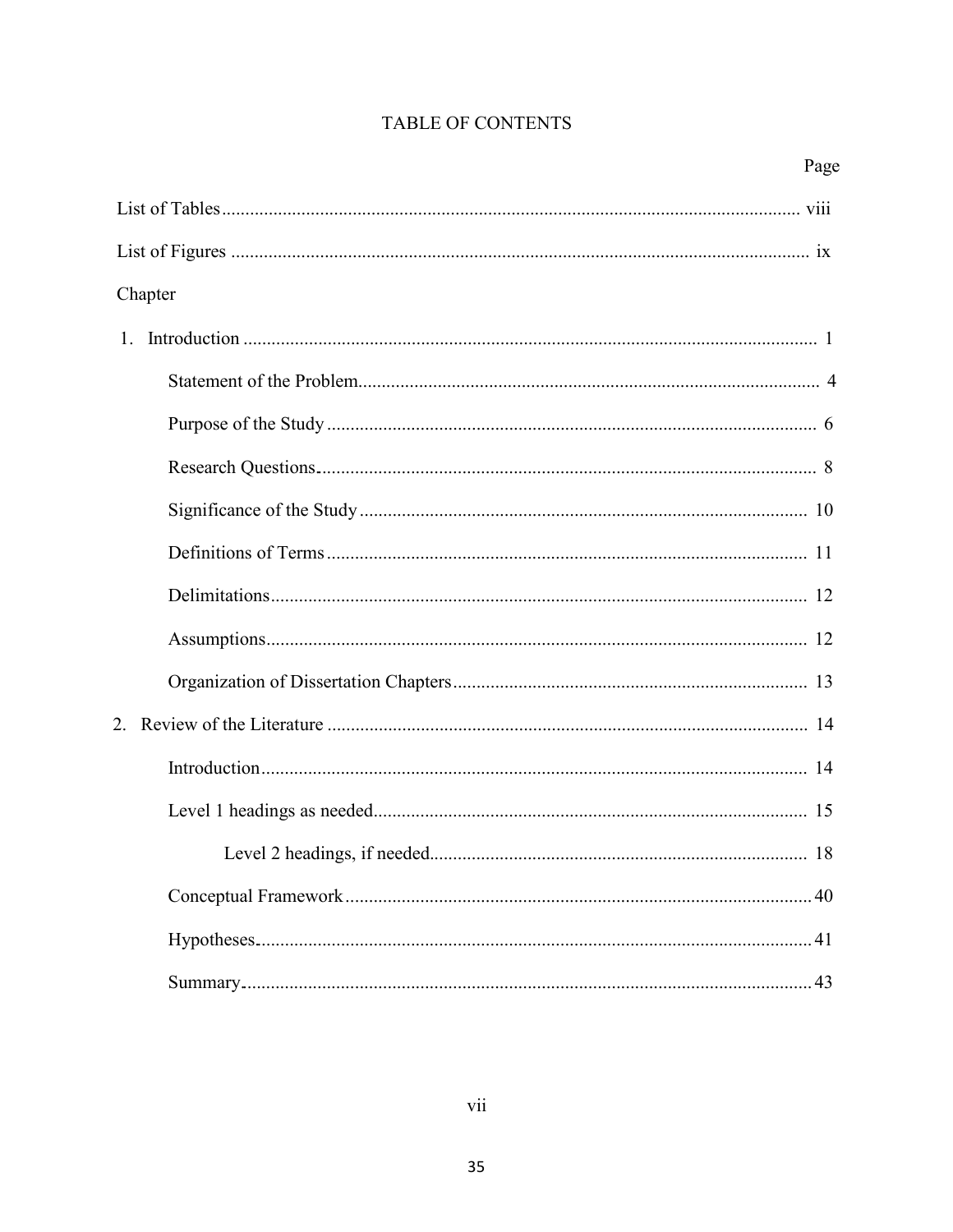# TABLE OF CONTENTS

| | Page |
|---|---|
| List of Tables | viii |
| List of Figures | ix |
| Chapter | |
| 1. Introduction | 1 |
| Statement of the Problem | 4 |
| Purpose of the Study | 6 |
| Research Questions | 8 |
| Significance of the Study | 10 |
| Definitions of Terms | 11 |
| Delimitations | 12 |
| Assumptions | 12 |
| Organization of Dissertation Chapters | 13 |
| 2. Review of the Literature | 14 |
| Introduction | 14 |
| Level 1 headings as needed | 15 |
| Level 2 headings, if needed | 18 |
| Conceptual Framework | 40 |
| Hypotheses | 41 |
| Summary | 43 |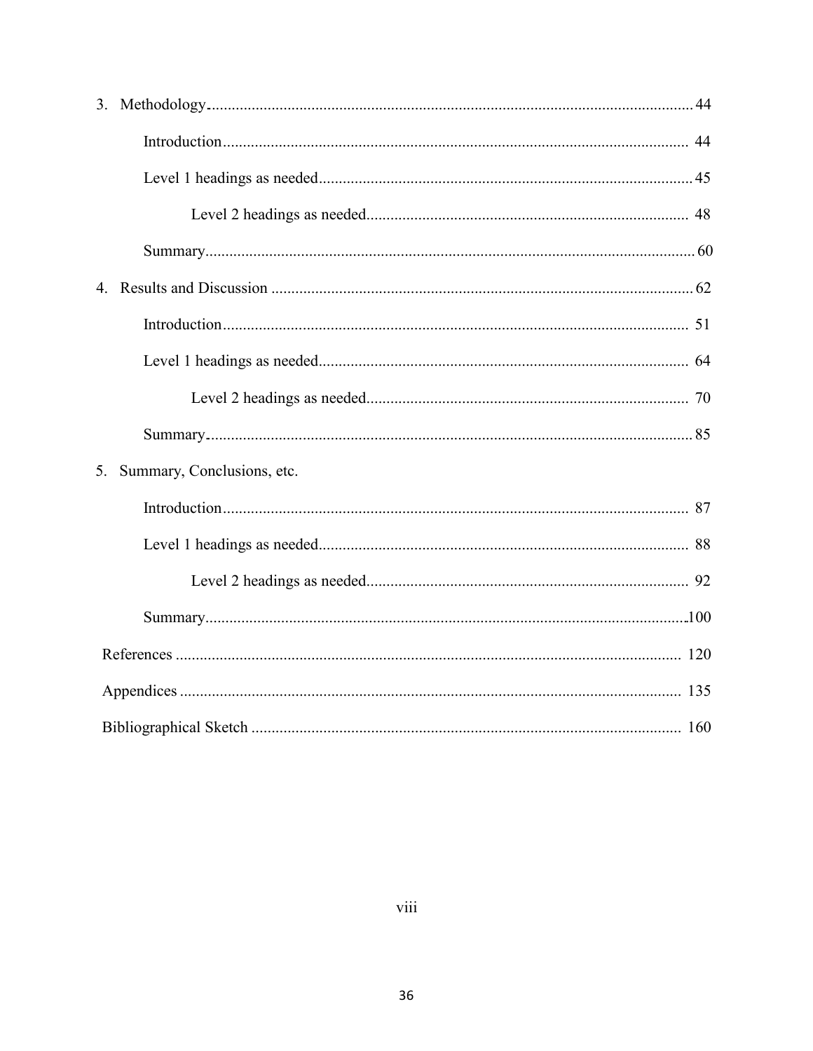3. Methodology........................................................................................................ 44

    Introduction.................................................................................................... 44

    Level 1 headings as needed............................................................................ 45

        Level 2 headings as needed................................................................ 48

    Summary.......................................................................................................... 60

4. Results and Discussion ....................................................................................... 62

    Introduction.................................................................................................... 51

    Level 1 headings as needed............................................................................ 64

        Level 2 headings as needed................................................................ 70

    Summary.......................................................................................................... 85

5. Summary, Conclusions, etc.

    Introduction.................................................................................................... 87

    Level 1 headings as needed............................................................................ 88

        Level 2 headings as needed................................................................ 92

    Summary.......................................................................................................... 100

References ............................................................................................................ 120

Appendices ........................................................................................................... 135

Bibliographical Sketch .......................................................................................... 160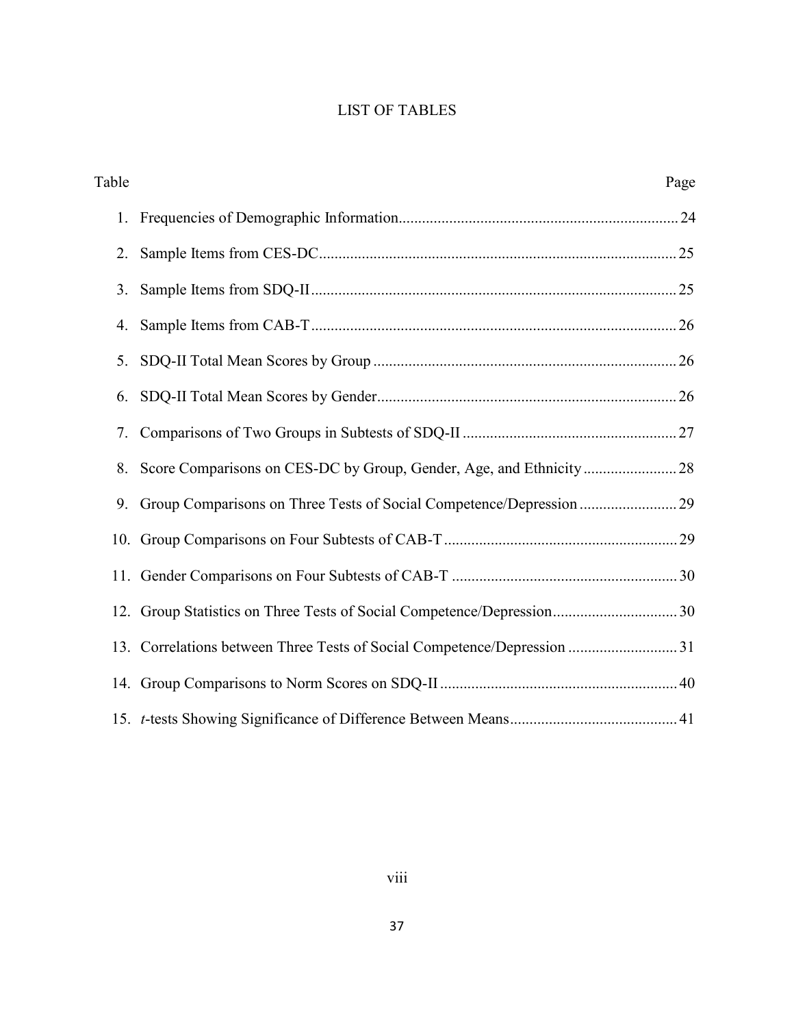# LIST OF TABLES

| Table | | Page |
|---|---|---|
| 1. | Frequencies of Demographic Information | 24 |
| 2. | Sample Items from CES-DC | 25 |
| 3. | Sample Items from SDQ-II | 25 |
| 4. | Sample Items from CAB-T | 26 |
| 5. | SDQ-II Total Mean Scores by Group | 26 |
| 6. | SDQ-II Total Mean Scores by Gender | 26 |
| 7. | Comparisons of Two Groups in Subtests of SDQ-II | 27 |
| 8. | Score Comparisons on CES-DC by Group, Gender, Age, and Ethnicity | 28 |
| 9. | Group Comparisons on Three Tests of Social Competence/Depression | 29 |
| 10. | Group Comparisons on Four Subtests of CAB-T | 29 |
| 11. | Gender Comparisons on Four Subtests of CAB-T | 30 |
| 12. | Group Statistics on Three Tests of Social Competence/Depression | 30 |
| 13. | Correlations between Three Tests of Social Competence/Depression | 31 |
| 14. | Group Comparisons to Norm Scores on SDQ-II | 40 |
| 15. | *t*-tests Showing Significance of Difference Between Means | 41 |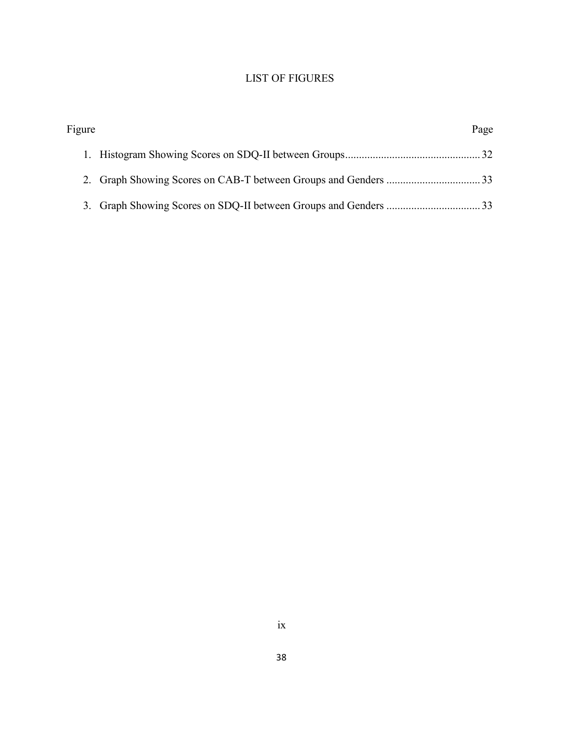# LIST OF FIGURES

| Figure | Page |
| --- | --- |
| 1. Histogram Showing Scores on SDQ-II between Groups | 32 |
| 2. Graph Showing Scores on CAB-T between Groups and Genders | 33 |
| 3. Graph Showing Scores on SDQ-II between Groups and Genders | 33 |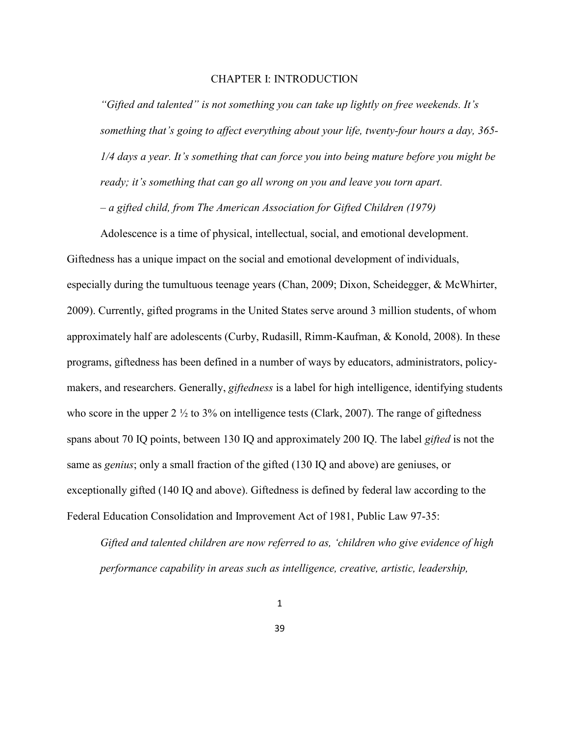# CHAPTER I: INTRODUCTION

> *"Gifted and talented" is not something you can take up lightly on free weekends. It's something that's going to affect everything about your life, twenty-four hours a day, 365-1/4 days a year. It's something that can force you into being mature before you might be ready; it's something that can go all wrong on you and leave you torn apart.*
>
> *– a gifted child, from The American Association for Gifted Children (1979)*

Adolescence is a time of physical, intellectual, social, and emotional development. Giftedness has a unique impact on the social and emotional development of individuals, especially during the tumultuous teenage years (Chan, 2009; Dixon, Scheidegger, & McWhirter, 2009). Currently, gifted programs in the United States serve around 3 million students, of whom approximately half are adolescents (Curby, Rudasill, Rimm-Kaufman, & Konold, 2008). In these programs, giftedness has been defined in a number of ways by educators, administrators, policy-makers, and researchers. Generally, *giftedness* is a label for high intelligence, identifying students who score in the upper 2 ½ to 3% on intelligence tests (Clark, 2007). The range of giftedness spans about 70 IQ points, between 130 IQ and approximately 200 IQ. The label *gifted* is not the same as *genius*; only a small fraction of the gifted (130 IQ and above) are geniuses, or exceptionally gifted (140 IQ and above). Giftedness is defined by federal law according to the Federal Education Consolidation and Improvement Act of 1981, Public Law 97-35:

> *Gifted and talented children are now referred to as, 'children who give evidence of high performance capability in areas such as intelligence, creative, artistic, leadership,*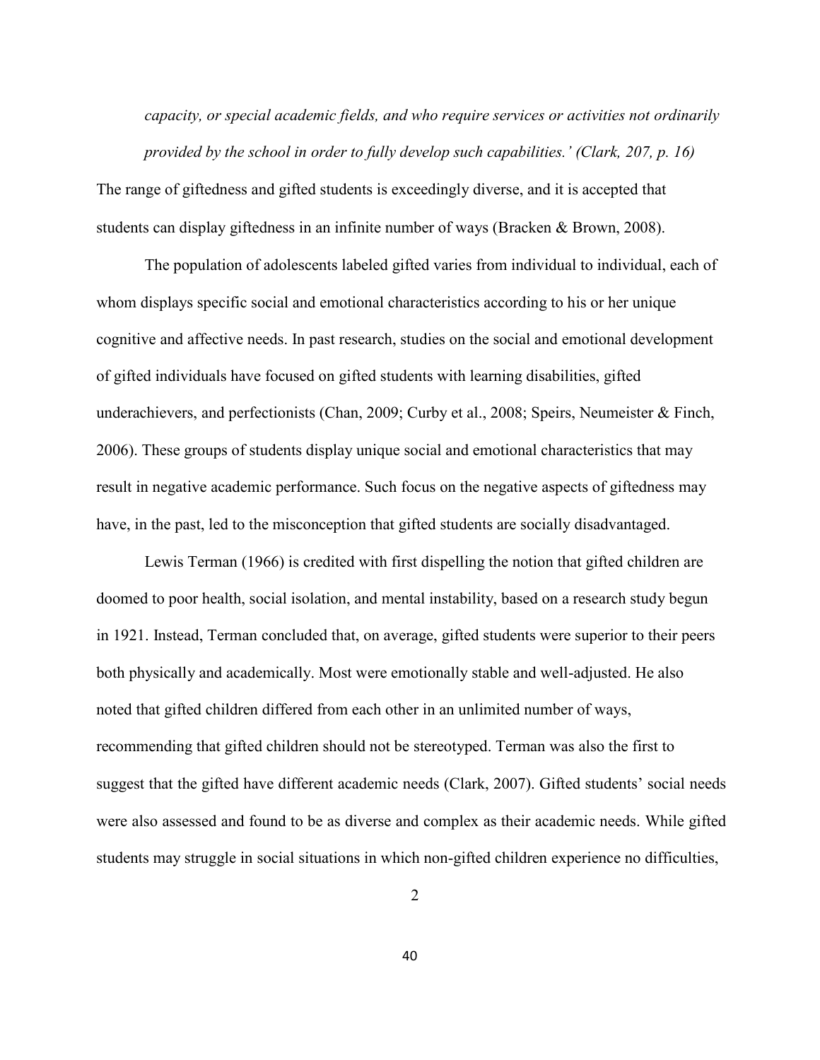*capacity, or special academic fields, and who require services or activities not ordinarily provided by the school in order to fully develop such capabilities.' (Clark, 207, p. 16)*

The range of giftedness and gifted students is exceedingly diverse, and it is accepted that students can display giftedness in an infinite number of ways (Bracken & Brown, 2008).

The population of adolescents labeled gifted varies from individual to individual, each of whom displays specific social and emotional characteristics according to his or her unique cognitive and affective needs. In past research, studies on the social and emotional development of gifted individuals have focused on gifted students with learning disabilities, gifted underachievers, and perfectionists (Chan, 2009; Curby et al., 2008; Speirs, Neumeister & Finch, 2006). These groups of students display unique social and emotional characteristics that may result in negative academic performance. Such focus on the negative aspects of giftedness may have, in the past, led to the misconception that gifted students are socially disadvantaged.

Lewis Terman (1966) is credited with first dispelling the notion that gifted children are doomed to poor health, social isolation, and mental instability, based on a research study begun in 1921. Instead, Terman concluded that, on average, gifted students were superior to their peers both physically and academically. Most were emotionally stable and well-adjusted. He also noted that gifted children differed from each other in an unlimited number of ways, recommending that gifted children should not be stereotyped. Terman was also the first to suggest that the gifted have different academic needs (Clark, 2007). Gifted students' social needs were also assessed and found to be as diverse and complex as their academic needs. While gifted students may struggle in social situations in which non-gifted children experience no difficulties,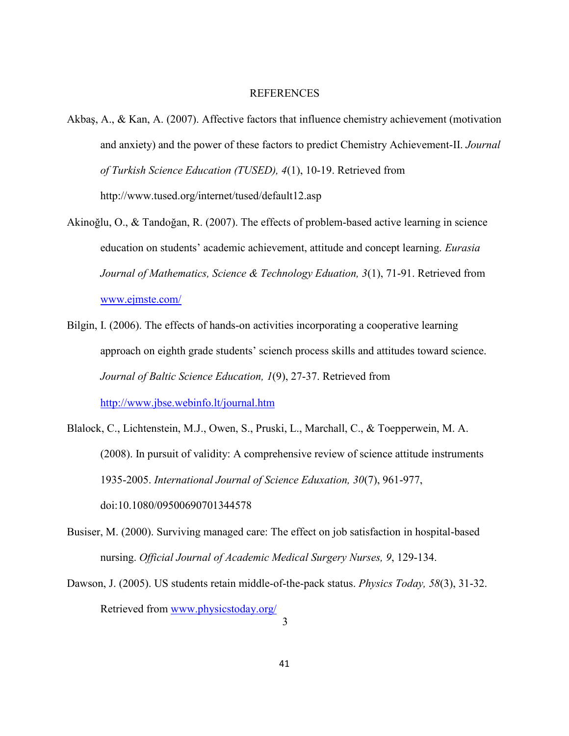# REFERENCES

Akbaş, A., & Kan, A. (2007). Affective factors that influence chemistry achievement (motivation and anxiety) and the power of these factors to predict Chemistry Achievement-II. *Journal of Turkish Science Education (TUSED), 4*(1), 10-19. Retrieved from http://www.tused.org/internet/tused/default12.asp

Akinoğlu, O., & Tandoğan, R. (2007). The effects of problem-based active learning in science education on students' academic achievement, attitude and concept learning. *Eurasia Journal of Mathematics, Science & Technology Eduation, 3*(1), 71-91. Retrieved from www.ejmste.com/

Bilgin, I. (2006). The effects of hands-on activities incorporating a cooperative learning approach on eighth grade students' sciench process skills and attitudes toward science. *Journal of Baltic Science Education, 1*(9), 27-37. Retrieved from http://www.jbse.webinfo.lt/journal.htm

Blalock, C., Lichtenstein, M.J., Owen, S., Pruski, L., Marchall, C., & Toepperwein, M. A. (2008). In pursuit of validity: A comprehensive review of science attitude instruments 1935-2005. *International Journal of Science Eduxation, 30*(7), 961-977, doi:10.1080/09500690701344578

Busiser, M. (2000). Surviving managed care: The effect on job satisfaction in hospital-based nursing. *Official Journal of Academic Medical Surgery Nurses, 9*, 129-134.

Dawson, J. (2005). US students retain middle-of-the-pack status. *Physics Today, 58*(3), 31-32. Retrieved from www.physicstoday.org/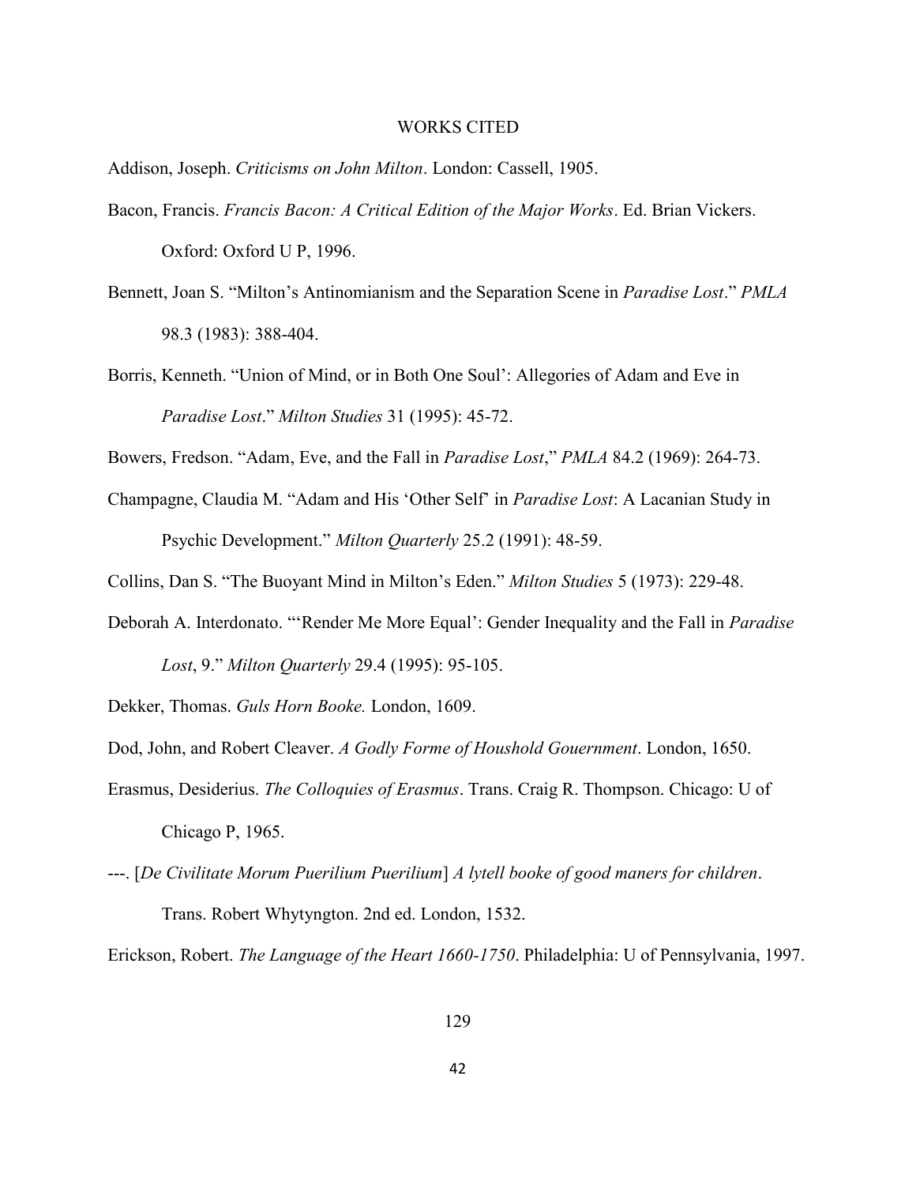# WORKS CITED

Addison, Joseph. *Criticisms on John Milton*. London: Cassell, 1905.

Bacon, Francis. *Francis Bacon: A Critical Edition of the Major Works*. Ed. Brian Vickers. Oxford: Oxford U P, 1996.

Bennett, Joan S. "Milton's Antinomianism and the Separation Scene in *Paradise Lost*." *PMLA* 98.3 (1983): 388-404.

Borris, Kenneth. "Union of Mind, or in Both One Soul': Allegories of Adam and Eve in *Paradise Lost*." *Milton Studies* 31 (1995): 45-72.

Bowers, Fredson. "Adam, Eve, and the Fall in *Paradise Lost*," *PMLA* 84.2 (1969): 264-73.

Champagne, Claudia M. "Adam and His 'Other Self' in *Paradise Lost*: A Lacanian Study in Psychic Development." *Milton Quarterly* 25.2 (1991): 48-59.

Collins, Dan S. "The Buoyant Mind in Milton's Eden." *Milton Studies* 5 (1973): 229-48.

Deborah A. Interdonato. "'Render Me More Equal': Gender Inequality and the Fall in *Paradise Lost*, 9." *Milton Quarterly* 29.4 (1995): 95-105.

Dekker, Thomas. *Guls Horn Booke.* London, 1609.

Dod, John, and Robert Cleaver. *A Godly Forme of Houshold Gouernment*. London, 1650.

Erasmus, Desiderius. *The Colloquies of Erasmus*. Trans. Craig R. Thompson. Chicago: U of Chicago P, 1965.

---. [*De Civilitate Morum Puerilium Puerilium*] *A lytell booke of good maners for children*. Trans. Robert Whytyngton. 2nd ed. London, 1532.

Erickson, Robert. *The Language of the Heart 1660-1750*. Philadelphia: U of Pennsylvania, 1997.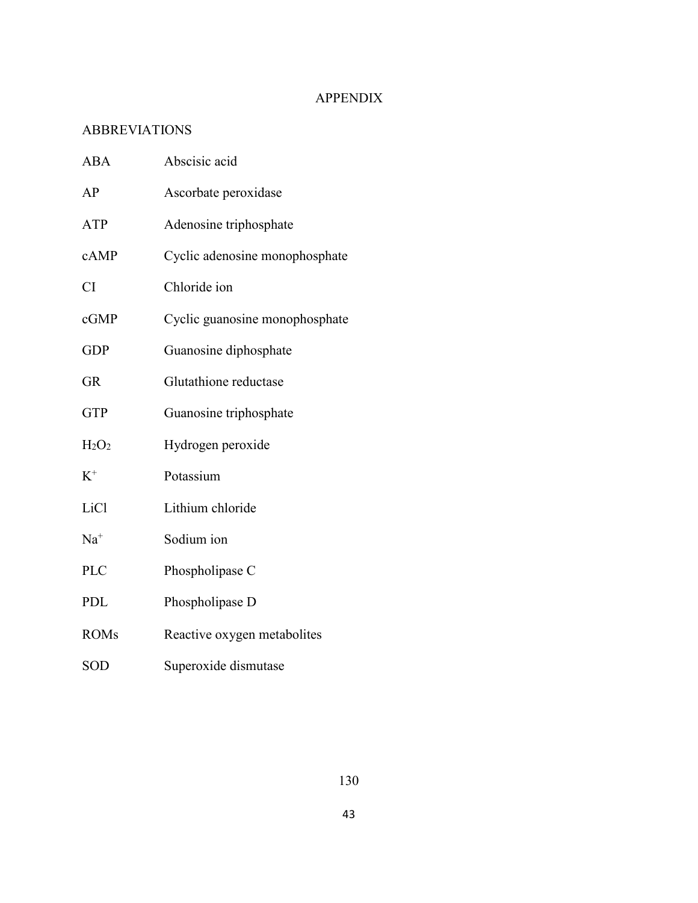# APPENDIX

## ABBREVIATIONS

| | |
|---|---|
| ABA | Abscisic acid |
| AP | Ascorbate peroxidase |
| ATP | Adenosine triphosphate |
| cAMP | Cyclic adenosine monophosphate |
| CI | Chloride ion |
| cGMP | Cyclic guanosine monophosphate |
| GDP | Guanosine diphosphate |
| GR | Glutathione reductase |
| GTP | Guanosine triphosphate |
| $H_2O_2$ | Hydrogen peroxide |
| $K^+$ | Potassium |
| LiCl | Lithium chloride |
| $Na^+$ | Sodium ion |
| PLC | Phospholipase C |
| PDL | Phospholipase D |
| ROMs | Reactive oxygen metabolites |
| SOD | Superoxide dismutase |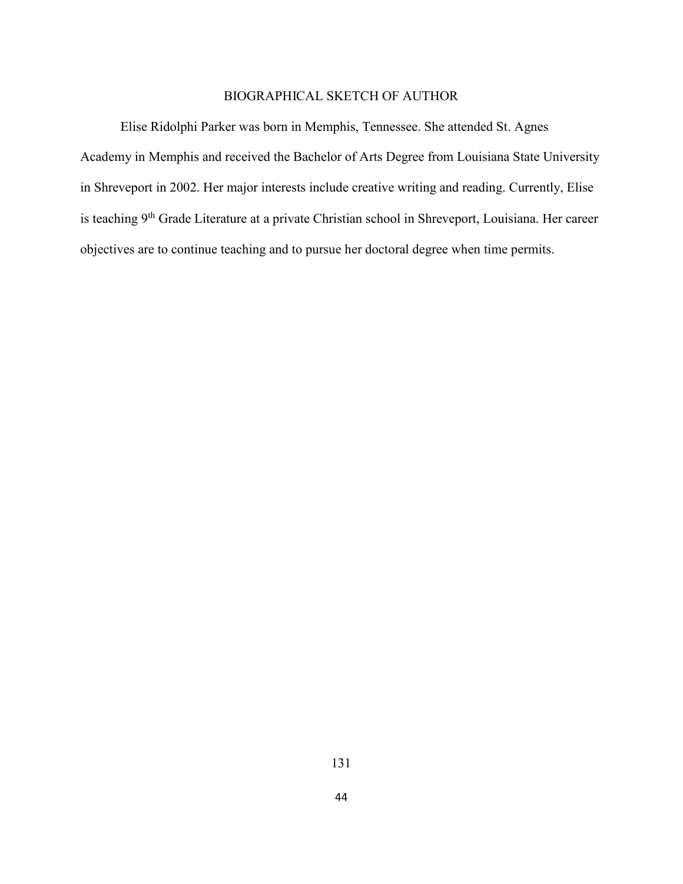## BIOGRAPHICAL SKETCH OF AUTHOR

Elise Ridolphi Parker was born in Memphis, Tennessee. She attended St. Agnes Academy in Memphis and received the Bachelor of Arts Degree from Louisiana State University in Shreveport in 2002. Her major interests include creative writing and reading. Currently, Elise is teaching 9th Grade Literature at a private Christian school in Shreveport, Louisiana. Her career objectives are to continue teaching and to pursue her doctoral degree when time permits.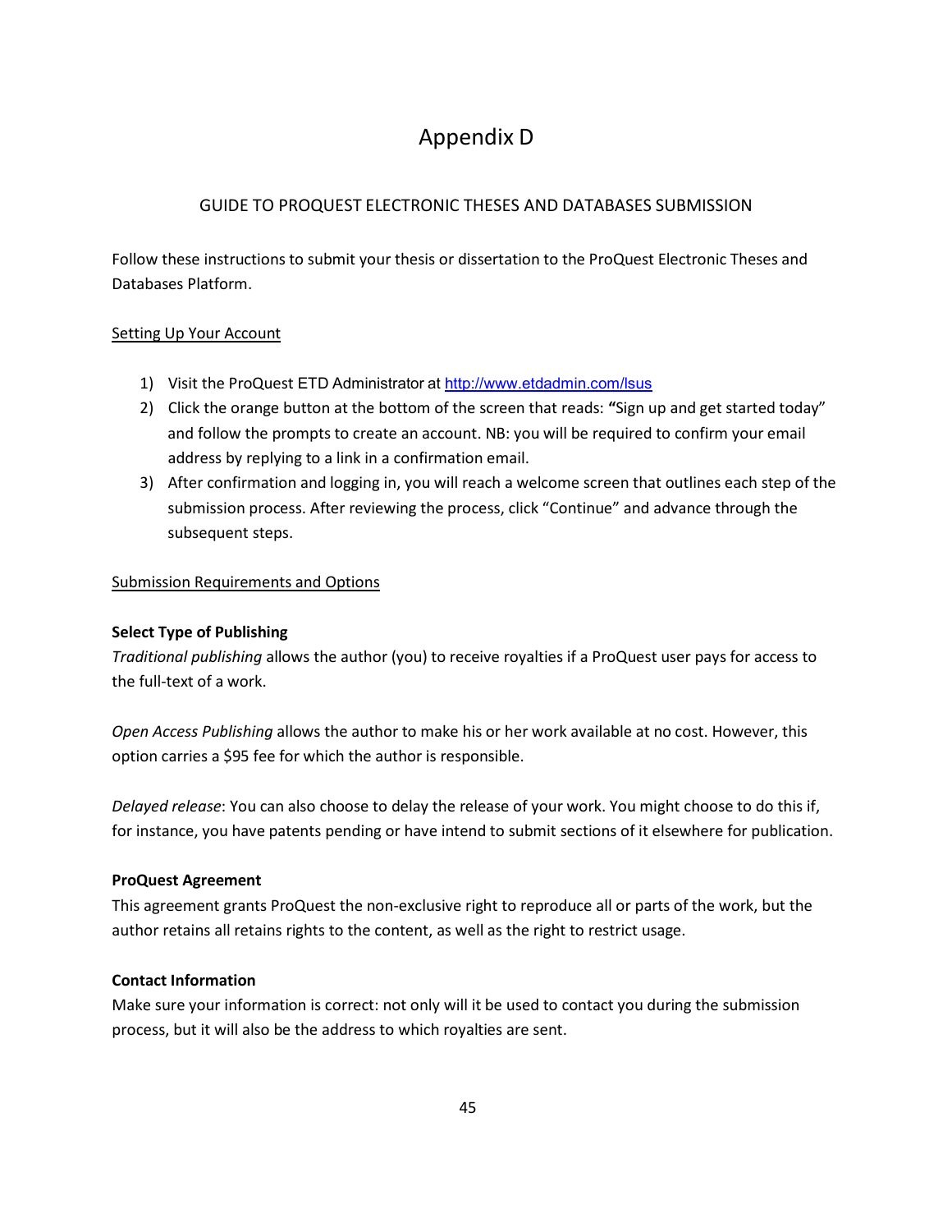# Appendix D

## GUIDE TO PROQUEST ELECTRONIC THESES AND DATABASES SUBMISSION

Follow these instructions to submit your thesis or dissertation to the ProQuest Electronic Theses and Databases Platform.

<u>Setting Up Your Account</u>

1) Visit the ProQuest ETD Administrator at http://www.etdadmin.com/lsus
2) Click the orange button at the bottom of the screen that reads: **"**Sign up and get started today" and follow the prompts to create an account. NB: you will be required to confirm your email address by replying to a link in a confirmation email.
3) After confirmation and logging in, you will reach a welcome screen that outlines each step of the submission process. After reviewing the process, click "Continue" and advance through the subsequent steps.

<u>Submission Requirements and Options</u>

**Select Type of Publishing**

*Traditional publishing* allows the author (you) to receive royalties if a ProQuest user pays for access to the full-text of a work.

*Open Access Publishing* allows the author to make his or her work available at no cost. However, this option carries a $95 fee for which the author is responsible.

*Delayed release*: You can also choose to delay the release of your work. You might choose to do this if, for instance, you have patents pending or have intend to submit sections of it elsewhere for publication.

**ProQuest Agreement**

This agreement grants ProQuest the non-exclusive right to reproduce all or parts of the work, but the author retains all retains rights to the content, as well as the right to restrict usage.

**Contact Information**

Make sure your information is correct: not only will it be used to contact you during the submission process, but it will also be the address to which royalties are sent.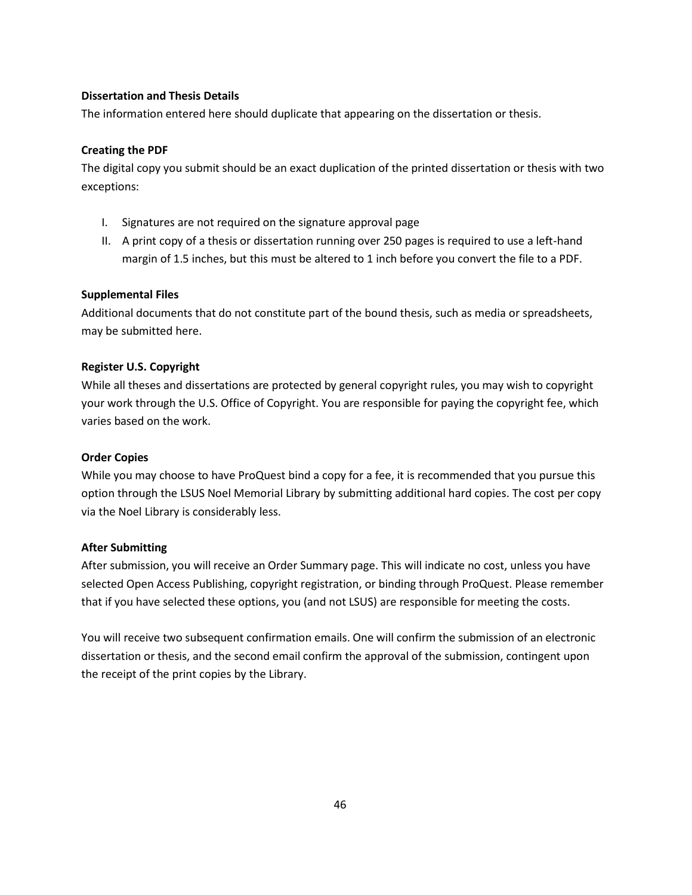**Dissertation and Thesis Details**

The information entered here should duplicate that appearing on the dissertation or thesis.

**Creating the PDF**

The digital copy you submit should be an exact duplication of the printed dissertation or thesis with two exceptions:

I. Signatures are not required on the signature approval page
II. A print copy of a thesis or dissertation running over 250 pages is required to use a left-hand margin of 1.5 inches, but this must be altered to 1 inch before you convert the file to a PDF.

**Supplemental Files**

Additional documents that do not constitute part of the bound thesis, such as media or spreadsheets, may be submitted here.

**Register U.S. Copyright**

While all theses and dissertations are protected by general copyright rules, you may wish to copyright your work through the U.S. Office of Copyright. You are responsible for paying the copyright fee, which varies based on the work.

**Order Copies**

While you may choose to have ProQuest bind a copy for a fee, it is recommended that you pursue this option through the LSUS Noel Memorial Library by submitting additional hard copies. The cost per copy via the Noel Library is considerably less.

**After Submitting**

After submission, you will receive an Order Summary page. This will indicate no cost, unless you have selected Open Access Publishing, copyright registration, or binding through ProQuest. Please remember that if you have selected these options, you (and not LSUS) are responsible for meeting the costs.

You will receive two subsequent confirmation emails. One will confirm the submission of an electronic dissertation or thesis, and the second email confirm the approval of the submission, contingent upon the receipt of the print copies by the Library.